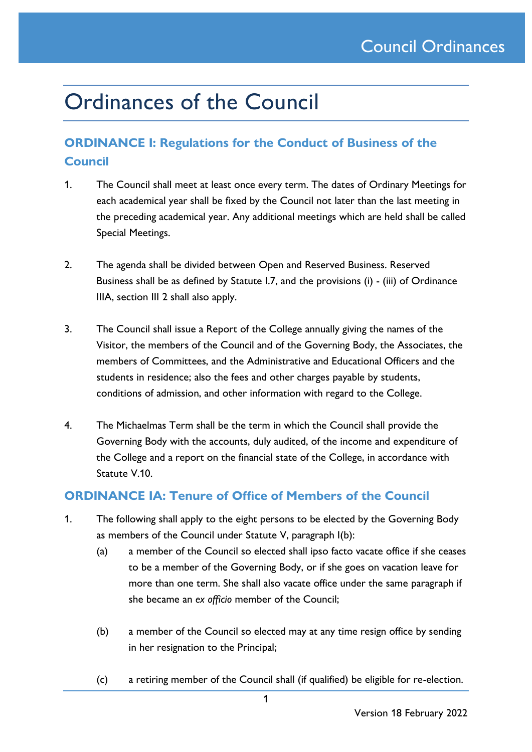# Ordinances of the Council

## ORDINANCE I: Regulations for the Conduct of Business of the Council

1. The Council shall meet at least once every term. The dates of Ordinary Meetings for each academical year shall be fixed by the Council not later than the last meeting in the preceding academical year. Any additional meetings which are held shall be called Special Meetings.

2. The agenda shall be divided between Open and Reserved Business. Reserved Business shall be as defined by Statute I.7, and the provisions (i) - (iii) of Ordinance IIIA, section III 2 shall also apply.

3. The Council shall issue a Report of the College annually giving the names of the Visitor, the members of the Council and of the Governing Body, the Associates, the members of Committees, and the Administrative and Educational Officers and the students in residence; also the fees and other charges payable by students, conditions of admission, and other information with regard to the College.

4. The Michaelmas Term shall be the term in which the Council shall provide the Governing Body with the accounts, duly audited, of the income and expenditure of the College and a report on the financial state of the College, in accordance with Statute V.10.

## ORDINANCE IA: Tenure of Office of Members of the Council

1. The following shall apply to the eight persons to be elected by the Governing Body as members of the Council under Statute V, paragraph I(b):
   - (a) a member of the Council so elected shall ipso facto vacate office if she ceases to be a member of the Governing Body, or if she goes on vacation leave for more than one term. She shall also vacate office under the same paragraph if she became an *ex officio* member of the Council;
   - (b) a member of the Council so elected may at any time resign office by sending in her resignation to the Principal;
   - (c) a retiring member of the Council shall (if qualified) be eligible for re-election.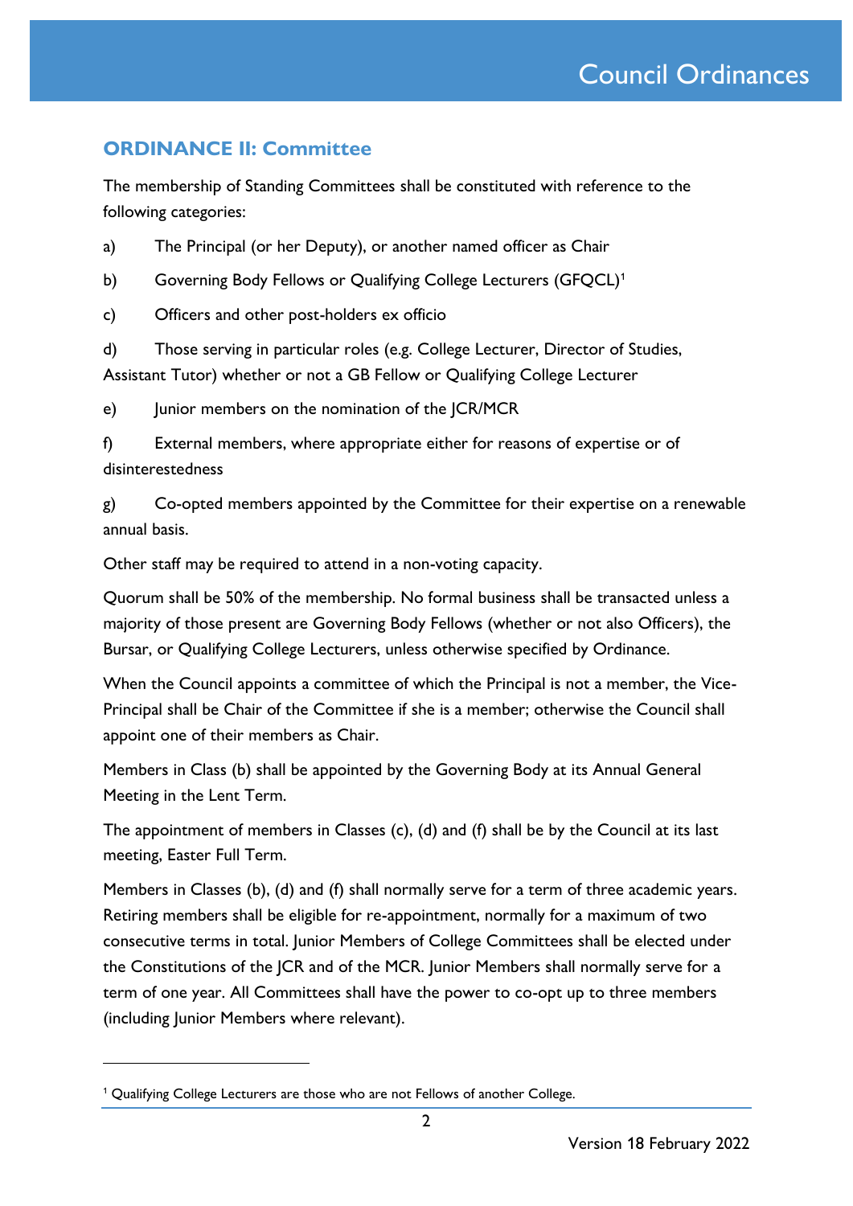## ORDINANCE II: Committee

The membership of Standing Committees shall be constituted with reference to the following categories:

a) The Principal (or her Deputy), or another named officer as Chair

b) Governing Body Fellows or Qualifying College Lecturers (GFQCL)[1]

c) Officers and other post-holders ex officio

d) Those serving in particular roles (e.g. College Lecturer, Director of Studies, Assistant Tutor) whether or not a GB Fellow or Qualifying College Lecturer

e) Junior members on the nomination of the JCR/MCR

f) External members, where appropriate either for reasons of expertise or of disinterestedness

g) Co-opted members appointed by the Committee for their expertise on a renewable annual basis.

Other staff may be required to attend in a non-voting capacity.

Quorum shall be 50% of the membership. No formal business shall be transacted unless a majority of those present are Governing Body Fellows (whether or not also Officers), the Bursar, or Qualifying College Lecturers, unless otherwise specified by Ordinance.

When the Council appoints a committee of which the Principal is not a member, the Vice-Principal shall be Chair of the Committee if she is a member; otherwise the Council shall appoint one of their members as Chair.

Members in Class (b) shall be appointed by the Governing Body at its Annual General Meeting in the Lent Term.

The appointment of members in Classes (c), (d) and (f) shall be by the Council at its last meeting, Easter Full Term.

Members in Classes (b), (d) and (f) shall normally serve for a term of three academic years. Retiring members shall be eligible for re-appointment, normally for a maximum of two consecutive terms in total. Junior Members of College Committees shall be elected under the Constitutions of the JCR and of the MCR. Junior Members shall normally serve for a term of one year. All Committees shall have the power to co-opt up to three members (including Junior Members where relevant).

[1] Qualifying College Lecturers are those who are not Fellows of another College.

Version 18 February 2022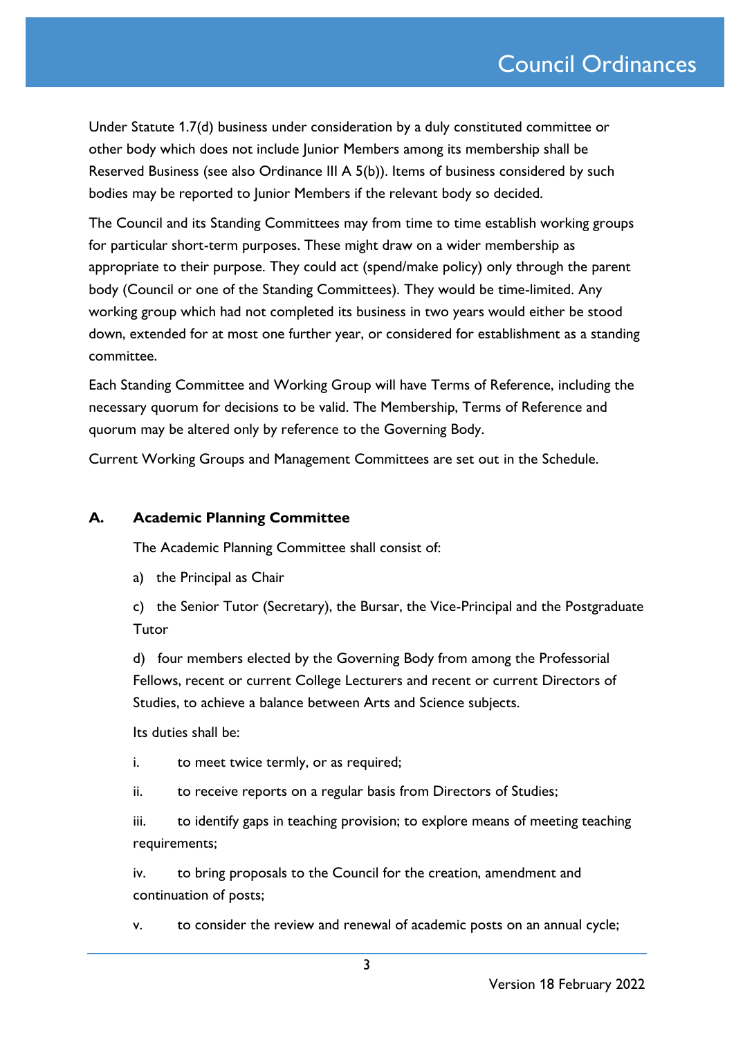Under Statute 1.7(d) business under consideration by a duly constituted committee or other body which does not include Junior Members among its membership shall be Reserved Business (see also Ordinance III A 5(b)). Items of business considered by such bodies may be reported to Junior Members if the relevant body so decided.

The Council and its Standing Committees may from time to time establish working groups for particular short-term purposes. These might draw on a wider membership as appropriate to their purpose. They could act (spend/make policy) only through the parent body (Council or one of the Standing Committees). They would be time-limited. Any working group which had not completed its business in two years would either be stood down, extended for at most one further year, or considered for establishment as a standing committee.

Each Standing Committee and Working Group will have Terms of Reference, including the necessary quorum for decisions to be valid. The Membership, Terms of Reference and quorum may be altered only by reference to the Governing Body.

Current Working Groups and Management Committees are set out in the Schedule.

## A. Academic Planning Committee

The Academic Planning Committee shall consist of:

a) the Principal as Chair

c) the Senior Tutor (Secretary), the Bursar, the Vice-Principal and the Postgraduate Tutor

d) four members elected by the Governing Body from among the Professorial Fellows, recent or current College Lecturers and recent or current Directors of Studies, to achieve a balance between Arts and Science subjects.

Its duties shall be:

i. to meet twice termly, or as required;

ii. to receive reports on a regular basis from Directors of Studies;

iii. to identify gaps in teaching provision; to explore means of meeting teaching requirements;

iv. to bring proposals to the Council for the creation, amendment and continuation of posts;

v. to consider the review and renewal of academic posts on an annual cycle;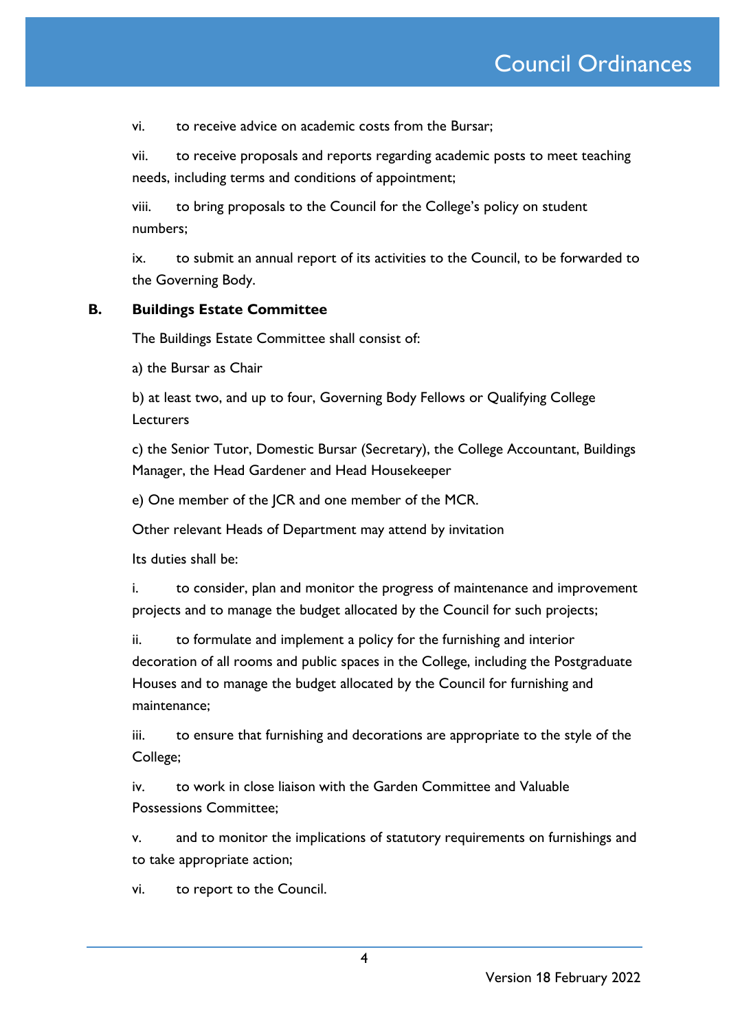vi. to receive advice on academic costs from the Bursar;

vii. to receive proposals and reports regarding academic posts to meet teaching needs, including terms and conditions of appointment;

viii. to bring proposals to the Council for the College's policy on student numbers;

ix. to submit an annual report of its activities to the Council, to be forwarded to the Governing Body.

## B. Buildings Estate Committee

The Buildings Estate Committee shall consist of:

a) the Bursar as Chair

b) at least two, and up to four, Governing Body Fellows or Qualifying College Lecturers

c) the Senior Tutor, Domestic Bursar (Secretary), the College Accountant, Buildings Manager, the Head Gardener and Head Housekeeper

e) One member of the JCR and one member of the MCR.

Other relevant Heads of Department may attend by invitation

Its duties shall be:

i. to consider, plan and monitor the progress of maintenance and improvement projects and to manage the budget allocated by the Council for such projects;

ii. to formulate and implement a policy for the furnishing and interior decoration of all rooms and public spaces in the College, including the Postgraduate Houses and to manage the budget allocated by the Council for furnishing and maintenance;

iii. to ensure that furnishing and decorations are appropriate to the style of the College;

iv. to work in close liaison with the Garden Committee and Valuable Possessions Committee;

v. and to monitor the implications of statutory requirements on furnishings and to take appropriate action;

vi. to report to the Council.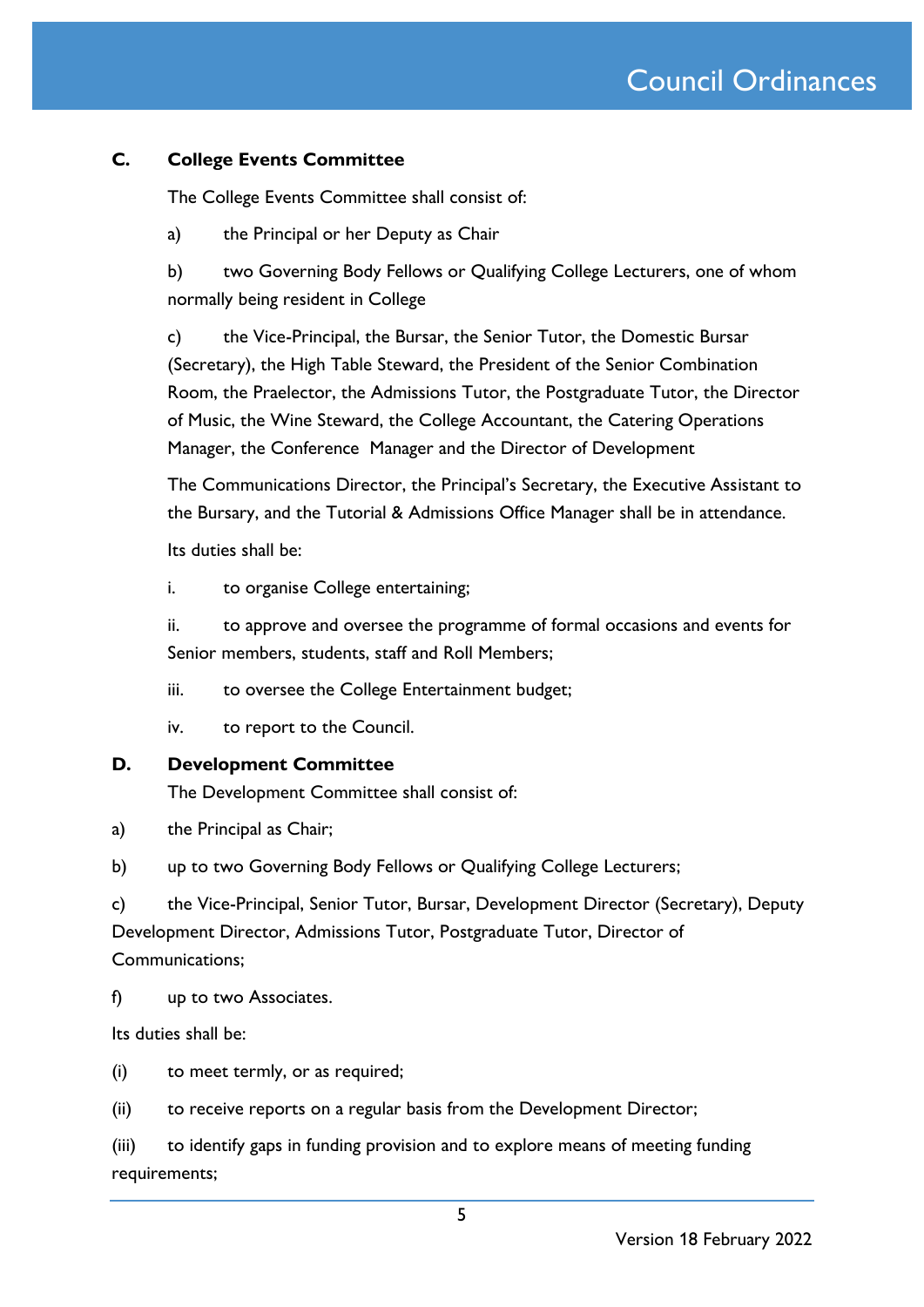## C. College Events Committee

The College Events Committee shall consist of:

a) the Principal or her Deputy as Chair

b) two Governing Body Fellows or Qualifying College Lecturers, one of whom normally being resident in College

c) the Vice-Principal, the Bursar, the Senior Tutor, the Domestic Bursar (Secretary), the High Table Steward, the President of the Senior Combination Room, the Praelector, the Admissions Tutor, the Postgraduate Tutor, the Director of Music, the Wine Steward, the College Accountant, the Catering Operations Manager, the Conference Manager and the Director of Development

The Communications Director, the Principal's Secretary, the Executive Assistant to the Bursary, and the Tutorial & Admissions Office Manager shall be in attendance.

Its duties shall be:

i. to organise College entertaining;

ii. to approve and oversee the programme of formal occasions and events for Senior members, students, staff and Roll Members;

iii. to oversee the College Entertainment budget;

iv. to report to the Council.

## D. Development Committee

The Development Committee shall consist of:

a) the Principal as Chair;

b) up to two Governing Body Fellows or Qualifying College Lecturers;

c) the Vice-Principal, Senior Tutor, Bursar, Development Director (Secretary), Deputy Development Director, Admissions Tutor, Postgraduate Tutor, Director of Communications;

f) up to two Associates.

Its duties shall be:

(i) to meet termly, or as required;

(ii) to receive reports on a regular basis from the Development Director;

(iii) to identify gaps in funding provision and to explore means of meeting funding requirements;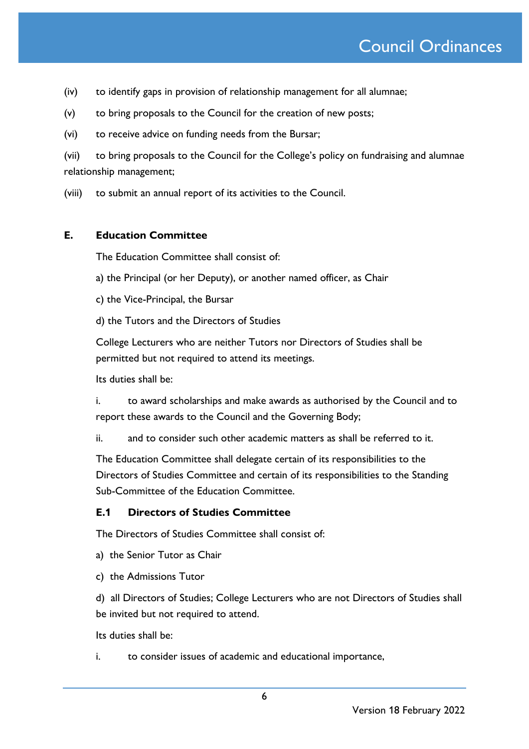(iv) to identify gaps in provision of relationship management for all alumnae;

(v) to bring proposals to the Council for the creation of new posts;

(vi) to receive advice on funding needs from the Bursar;

(vii) to bring proposals to the Council for the College's policy on fundraising and alumnae relationship management;

(viii) to submit an annual report of its activities to the Council.

## E. Education Committee

The Education Committee shall consist of:

a) the Principal (or her Deputy), or another named officer, as Chair

c) the Vice-Principal, the Bursar

d) the Tutors and the Directors of Studies

College Lecturers who are neither Tutors nor Directors of Studies shall be permitted but not required to attend its meetings.

Its duties shall be:

i. to award scholarships and make awards as authorised by the Council and to report these awards to the Council and the Governing Body;

ii. and to consider such other academic matters as shall be referred to it.

The Education Committee shall delegate certain of its responsibilities to the Directors of Studies Committee and certain of its responsibilities to the Standing Sub-Committee of the Education Committee.

### E.1 Directors of Studies Committee

The Directors of Studies Committee shall consist of:

a) the Senior Tutor as Chair

c) the Admissions Tutor

d) all Directors of Studies; College Lecturers who are not Directors of Studies shall be invited but not required to attend.

Its duties shall be:

i. to consider issues of academic and educational importance,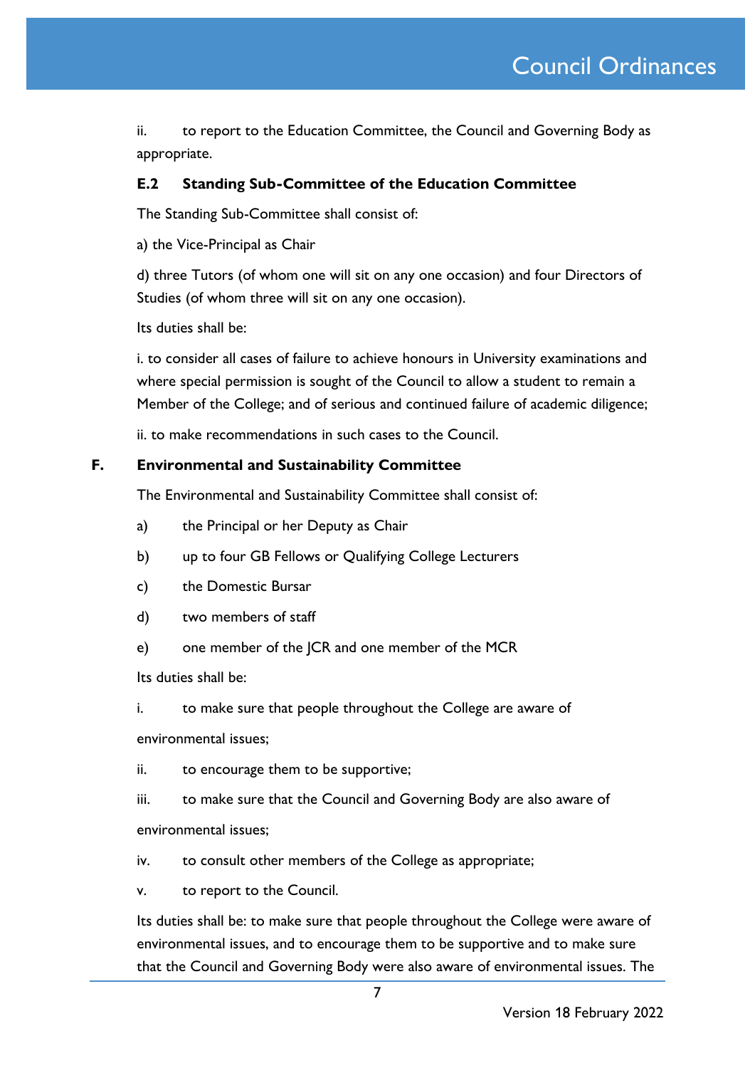ii. to report to the Education Committee, the Council and Governing Body as appropriate.

### E.2 Standing Sub-Committee of the Education Committee

The Standing Sub-Committee shall consist of:

a) the Vice-Principal as Chair

d) three Tutors (of whom one will sit on any one occasion) and four Directors of Studies (of whom three will sit on any one occasion).

Its duties shall be:

i. to consider all cases of failure to achieve honours in University examinations and where special permission is sought of the Council to allow a student to remain a Member of the College; and of serious and continued failure of academic diligence;

ii. to make recommendations in such cases to the Council.

## F. Environmental and Sustainability Committee

The Environmental and Sustainability Committee shall consist of:

a) the Principal or her Deputy as Chair

b) up to four GB Fellows or Qualifying College Lecturers

c) the Domestic Bursar

d) two members of staff

e) one member of the JCR and one member of the MCR

Its duties shall be:

i. to make sure that people throughout the College are aware of environmental issues;

ii. to encourage them to be supportive;

iii. to make sure that the Council and Governing Body are also aware of environmental issues;

iv. to consult other members of the College as appropriate;

v. to report to the Council.

Its duties shall be: to make sure that people throughout the College were aware of environmental issues, and to encourage them to be supportive and to make sure that the Council and Governing Body were also aware of environmental issues. The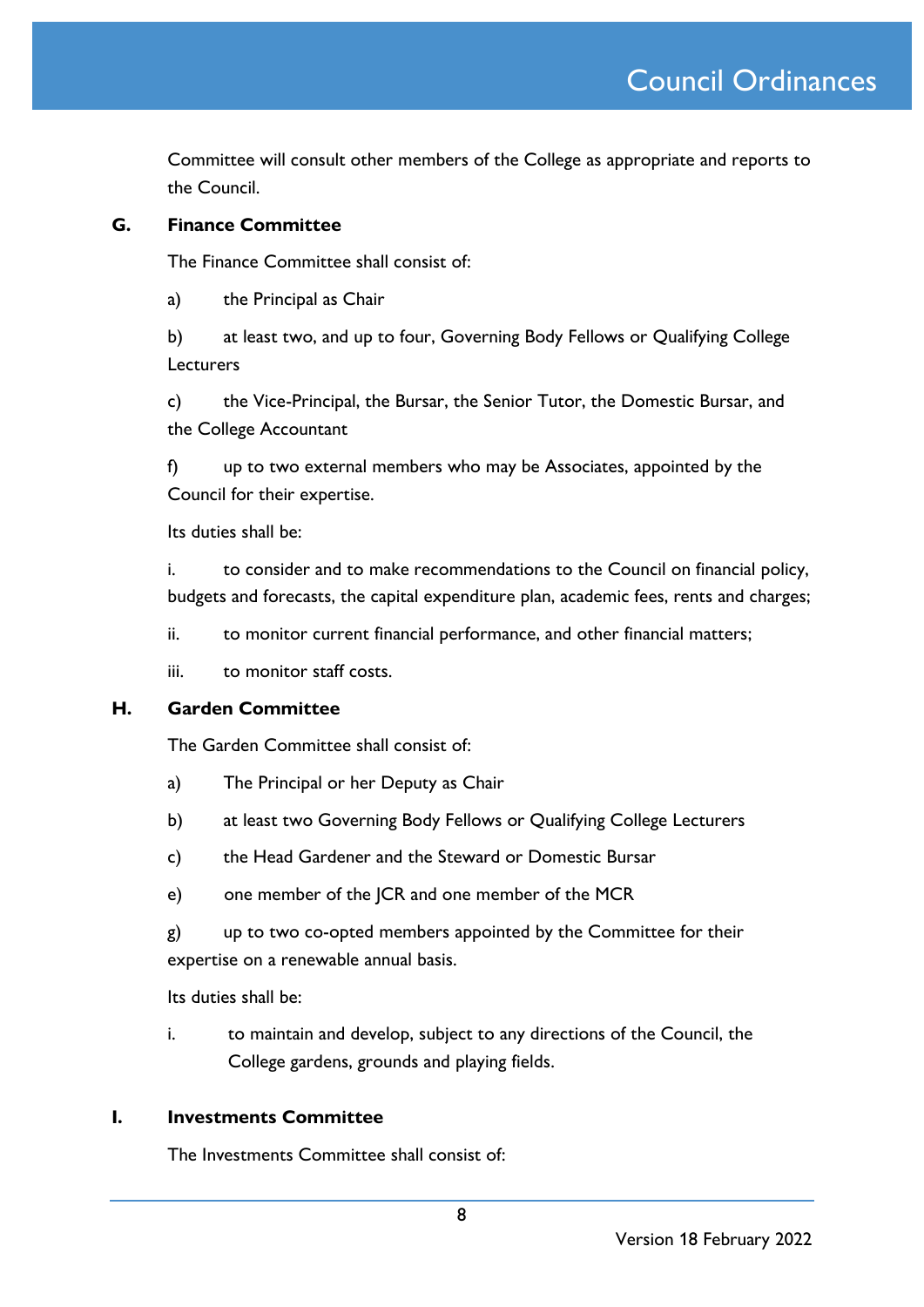Committee will consult other members of the College as appropriate and reports to the Council.

## G. Finance Committee

The Finance Committee shall consist of:

a) the Principal as Chair

b) at least two, and up to four, Governing Body Fellows or Qualifying College Lecturers

c) the Vice-Principal, the Bursar, the Senior Tutor, the Domestic Bursar, and the College Accountant

f) up to two external members who may be Associates, appointed by the Council for their expertise.

Its duties shall be:

i. to consider and to make recommendations to the Council on financial policy, budgets and forecasts, the capital expenditure plan, academic fees, rents and charges;

ii. to monitor current financial performance, and other financial matters;

iii. to monitor staff costs.

## H. Garden Committee

The Garden Committee shall consist of:

a) The Principal or her Deputy as Chair

b) at least two Governing Body Fellows or Qualifying College Lecturers

c) the Head Gardener and the Steward or Domestic Bursar

e) one member of the JCR and one member of the MCR

g) up to two co-opted members appointed by the Committee for their expertise on a renewable annual basis.

Its duties shall be:

i. to maintain and develop, subject to any directions of the Council, the College gardens, grounds and playing fields.

## I. Investments Committee

The Investments Committee shall consist of: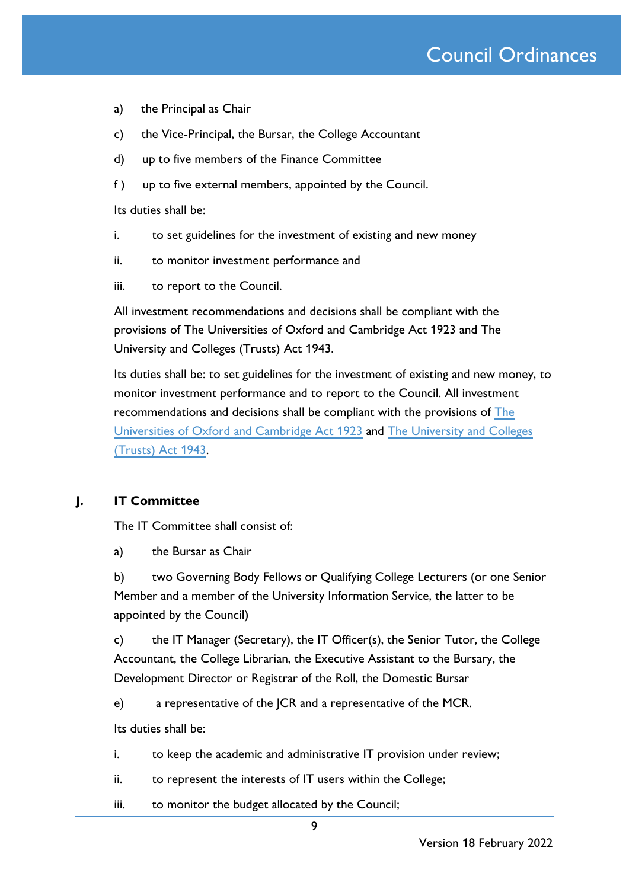a) the Principal as Chair

c) the Vice-Principal, the Bursar, the College Accountant

d) up to five members of the Finance Committee

f ) up to five external members, appointed by the Council.

Its duties shall be:

i. to set guidelines for the investment of existing and new money

ii. to monitor investment performance and

iii. to report to the Council.

All investment recommendations and decisions shall be compliant with the provisions of The Universities of Oxford and Cambridge Act 1923 and The University and Colleges (Trusts) Act 1943.

Its duties shall be: to set guidelines for the investment of existing and new money, to monitor investment performance and to report to the Council. All investment recommendations and decisions shall be compliant with the provisions of [The Universities of Oxford and Cambridge Act 1923] and [The University and Colleges (Trusts) Act 1943].

## J. IT Committee

The IT Committee shall consist of:

a) the Bursar as Chair

b) two Governing Body Fellows or Qualifying College Lecturers (or one Senior Member and a member of the University Information Service, the latter to be appointed by the Council)

c) the IT Manager (Secretary), the IT Officer(s), the Senior Tutor, the College Accountant, the College Librarian, the Executive Assistant to the Bursary, the Development Director or Registrar of the Roll, the Domestic Bursar

e) a representative of the JCR and a representative of the MCR.

Its duties shall be:

i. to keep the academic and administrative IT provision under review;

ii. to represent the interests of IT users within the College;

iii. to monitor the budget allocated by the Council;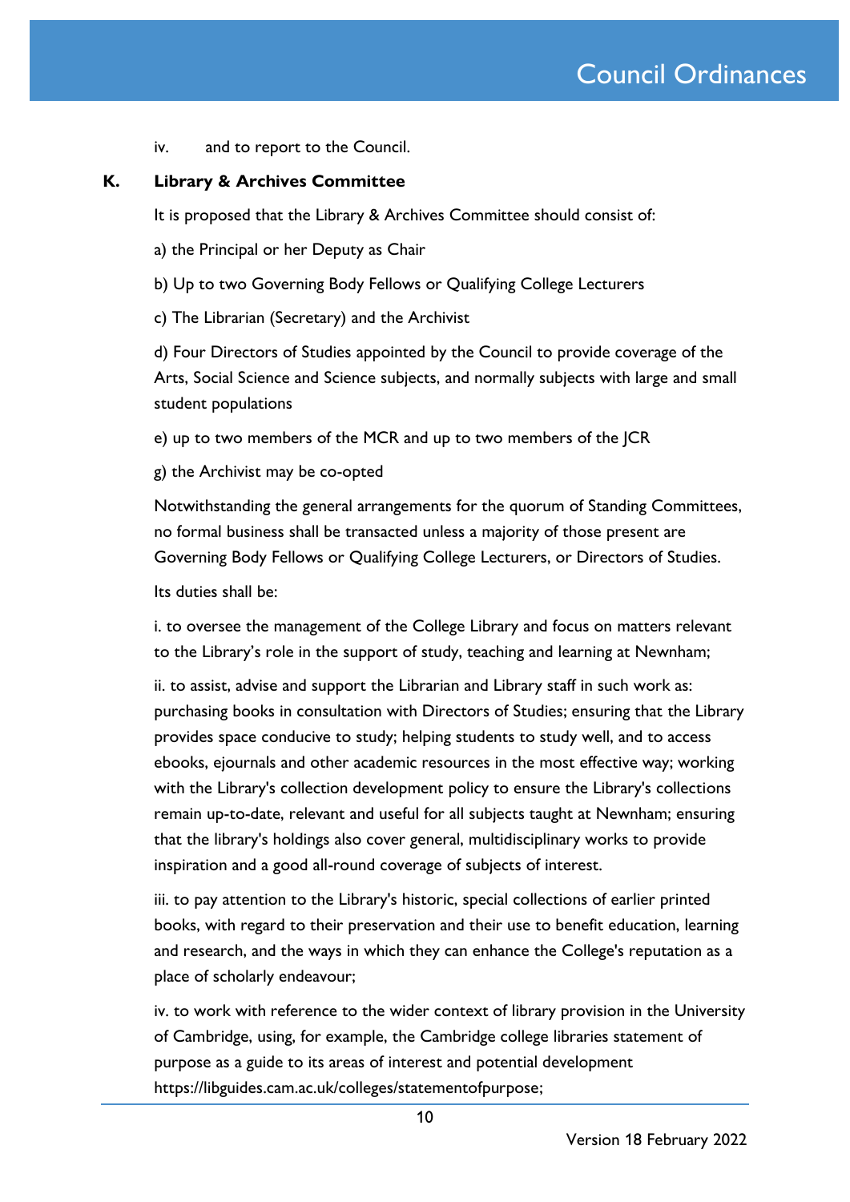iv. and to report to the Council.

### K. Library & Archives Committee

It is proposed that the Library & Archives Committee should consist of:

a) the Principal or her Deputy as Chair

b) Up to two Governing Body Fellows or Qualifying College Lecturers

c) The Librarian (Secretary) and the Archivist

d) Four Directors of Studies appointed by the Council to provide coverage of the Arts, Social Science and Science subjects, and normally subjects with large and small student populations

e) up to two members of the MCR and up to two members of the JCR

g) the Archivist may be co-opted

Notwithstanding the general arrangements for the quorum of Standing Committees, no formal business shall be transacted unless a majority of those present are Governing Body Fellows or Qualifying College Lecturers, or Directors of Studies.

Its duties shall be:

i. to oversee the management of the College Library and focus on matters relevant to the Library's role in the support of study, teaching and learning at Newnham;

ii. to assist, advise and support the Librarian and Library staff in such work as: purchasing books in consultation with Directors of Studies; ensuring that the Library provides space conducive to study; helping students to study well, and to access ebooks, ejournals and other academic resources in the most effective way; working with the Library's collection development policy to ensure the Library's collections remain up-to-date, relevant and useful for all subjects taught at Newnham; ensuring that the library's holdings also cover general, multidisciplinary works to provide inspiration and a good all-round coverage of subjects of interest.

iii. to pay attention to the Library's historic, special collections of earlier printed books, with regard to their preservation and their use to benefit education, learning and research, and the ways in which they can enhance the College's reputation as a place of scholarly endeavour;

iv. to work with reference to the wider context of library provision in the University of Cambridge, using, for example, the Cambridge college libraries statement of purpose as a guide to its areas of interest and potential development https://libguides.cam.ac.uk/colleges/statementofpurpose;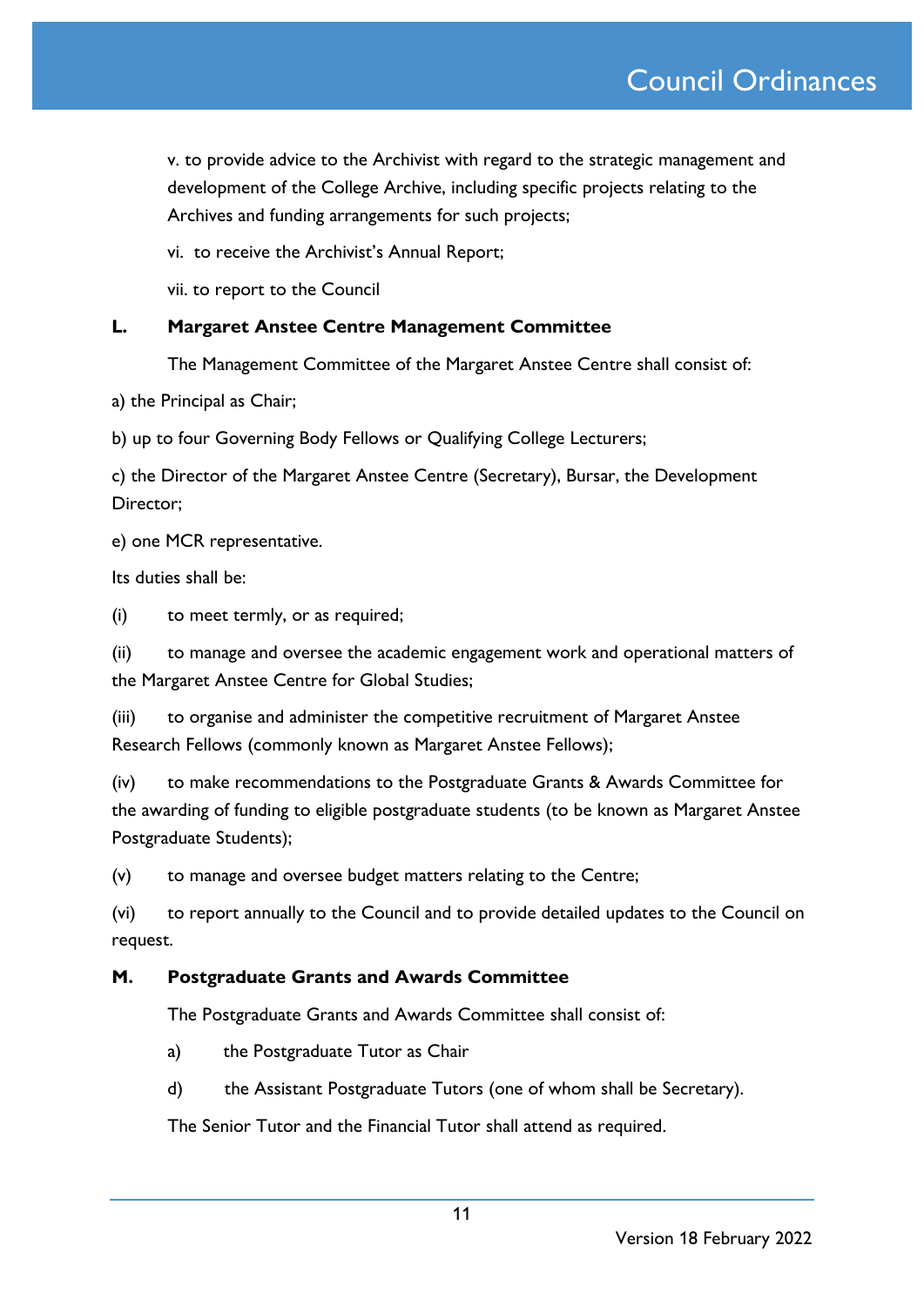v. to provide advice to the Archivist with regard to the strategic management and development of the College Archive, including specific projects relating to the Archives and funding arrangements for such projects;

vi. to receive the Archivist's Annual Report;

vii. to report to the Council

**L. Margaret Anstee Centre Management Committee**

The Management Committee of the Margaret Anstee Centre shall consist of:

a) the Principal as Chair;

b) up to four Governing Body Fellows or Qualifying College Lecturers;

c) the Director of the Margaret Anstee Centre (Secretary), Bursar, the Development Director;

e) one MCR representative.

Its duties shall be:

(i) to meet termly, or as required;

(ii) to manage and oversee the academic engagement work and operational matters of the Margaret Anstee Centre for Global Studies;

(iii) to organise and administer the competitive recruitment of Margaret Anstee Research Fellows (commonly known as Margaret Anstee Fellows);

(iv) to make recommendations to the Postgraduate Grants & Awards Committee for the awarding of funding to eligible postgraduate students (to be known as Margaret Anstee Postgraduate Students);

(v) to manage and oversee budget matters relating to the Centre;

(vi) to report annually to the Council and to provide detailed updates to the Council on request.

**M. Postgraduate Grants and Awards Committee**

The Postgraduate Grants and Awards Committee shall consist of:

a) the Postgraduate Tutor as Chair

d) the Assistant Postgraduate Tutors (one of whom shall be Secretary).

The Senior Tutor and the Financial Tutor shall attend as required.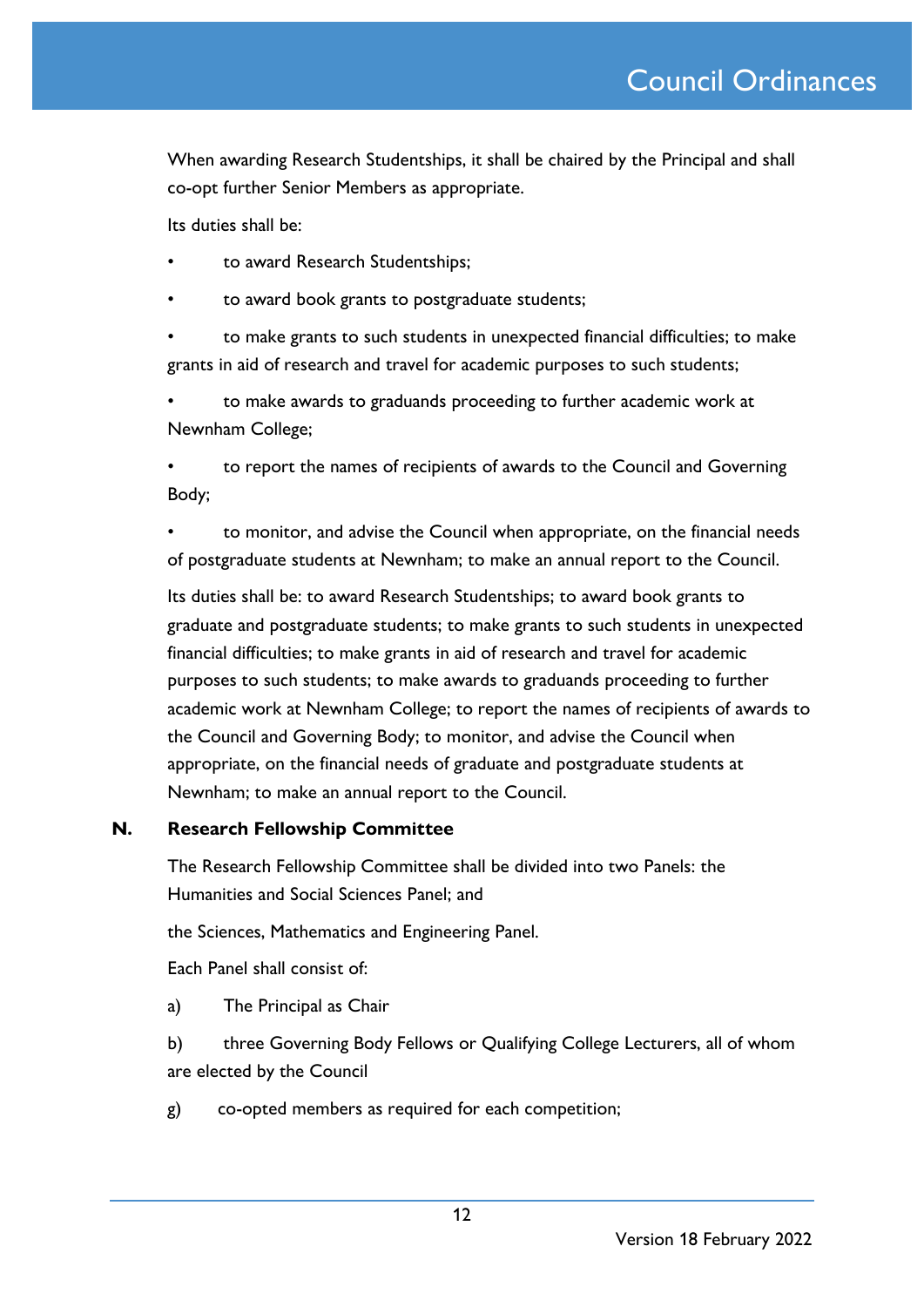When awarding Research Studentships, it shall be chaired by the Principal and shall co-opt further Senior Members as appropriate.

Its duties shall be:

- to award Research Studentships;
- to award book grants to postgraduate students;
- to make grants to such students in unexpected financial difficulties; to make grants in aid of research and travel for academic purposes to such students;
- to make awards to graduands proceeding to further academic work at Newnham College;
- to report the names of recipients of awards to the Council and Governing Body;
- to monitor, and advise the Council when appropriate, on the financial needs of postgraduate students at Newnham; to make an annual report to the Council.

Its duties shall be: to award Research Studentships; to award book grants to graduate and postgraduate students; to make grants to such students in unexpected financial difficulties; to make grants in aid of research and travel for academic purposes to such students; to make awards to graduands proceeding to further academic work at Newnham College; to report the names of recipients of awards to the Council and Governing Body; to monitor, and advise the Council when appropriate, on the financial needs of graduate and postgraduate students at Newnham; to make an annual report to the Council.

## N. Research Fellowship Committee

The Research Fellowship Committee shall be divided into two Panels: the Humanities and Social Sciences Panel; and

the Sciences, Mathematics and Engineering Panel.

Each Panel shall consist of:

a) The Principal as Chair

b) three Governing Body Fellows or Qualifying College Lecturers, all of whom are elected by the Council

g) co-opted members as required for each competition;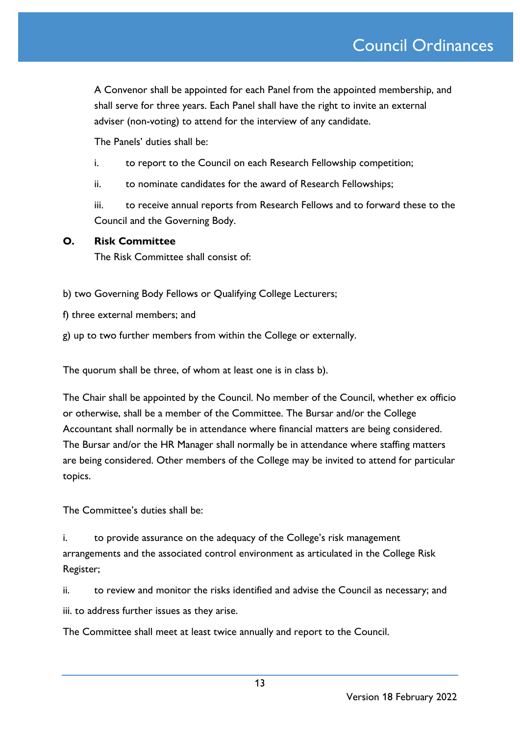A Convenor shall be appointed for each Panel from the appointed membership, and shall serve for three years. Each Panel shall have the right to invite an external adviser (non-voting) to attend for the interview of any candidate.

The Panels' duties shall be:

i. to report to the Council on each Research Fellowship competition;

ii. to nominate candidates for the award of Research Fellowships;

iii. to receive annual reports from Research Fellows and to forward these to the Council and the Governing Body.

**O. Risk Committee**

The Risk Committee shall consist of:

b) two Governing Body Fellows or Qualifying College Lecturers;

f) three external members; and

g) up to two further members from within the College or externally.

The quorum shall be three, of whom at least one is in class b).

The Chair shall be appointed by the Council. No member of the Council, whether ex officio or otherwise, shall be a member of the Committee. The Bursar and/or the College Accountant shall normally be in attendance where financial matters are being considered. The Bursar and/or the HR Manager shall normally be in attendance where staffing matters are being considered. Other members of the College may be invited to attend for particular topics.

The Committee's duties shall be:

i. to provide assurance on the adequacy of the College's risk management arrangements and the associated control environment as articulated in the College Risk Register;

ii. to review and monitor the risks identified and advise the Council as necessary; and

iii. to address further issues as they arise.

The Committee shall meet at least twice annually and report to the Council.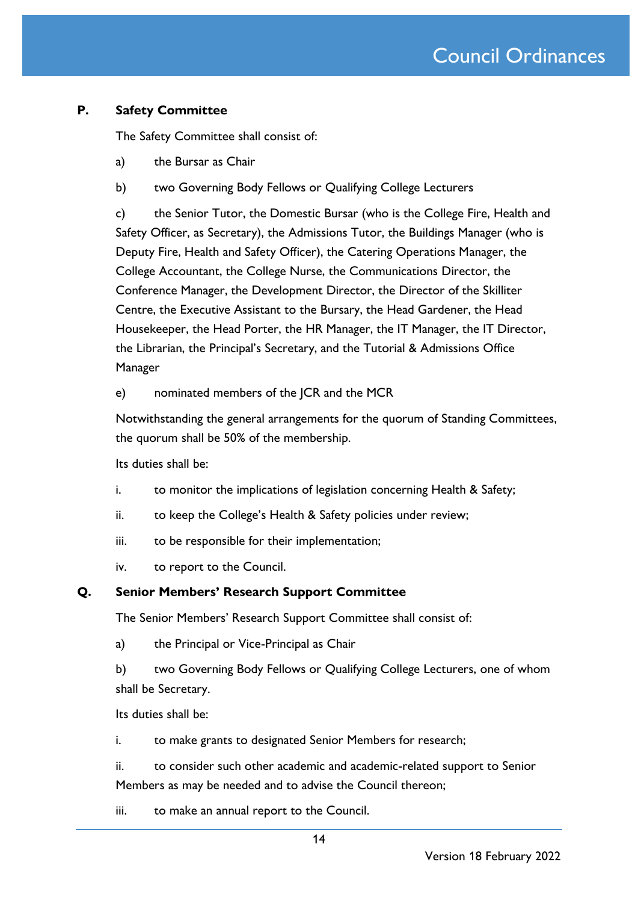## P. Safety Committee

The Safety Committee shall consist of:

a) the Bursar as Chair

b) two Governing Body Fellows or Qualifying College Lecturers

c) the Senior Tutor, the Domestic Bursar (who is the College Fire, Health and Safety Officer, as Secretary), the Admissions Tutor, the Buildings Manager (who is Deputy Fire, Health and Safety Officer), the Catering Operations Manager, the College Accountant, the College Nurse, the Communications Director, the Conference Manager, the Development Director, the Director of the Skilliter Centre, the Executive Assistant to the Bursary, the Head Gardener, the Head Housekeeper, the Head Porter, the HR Manager, the IT Manager, the IT Director, the Librarian, the Principal's Secretary, and the Tutorial & Admissions Office Manager

e) nominated members of the JCR and the MCR

Notwithstanding the general arrangements for the quorum of Standing Committees, the quorum shall be 50% of the membership.

Its duties shall be:

i. to monitor the implications of legislation concerning Health & Safety;

ii. to keep the College's Health & Safety policies under review;

iii. to be responsible for their implementation;

iv. to report to the Council.

## Q. Senior Members' Research Support Committee

The Senior Members' Research Support Committee shall consist of:

a) the Principal or Vice-Principal as Chair

b) two Governing Body Fellows or Qualifying College Lecturers, one of whom shall be Secretary.

Its duties shall be:

i. to make grants to designated Senior Members for research;

ii. to consider such other academic and academic-related support to Senior Members as may be needed and to advise the Council thereon;

iii. to make an annual report to the Council.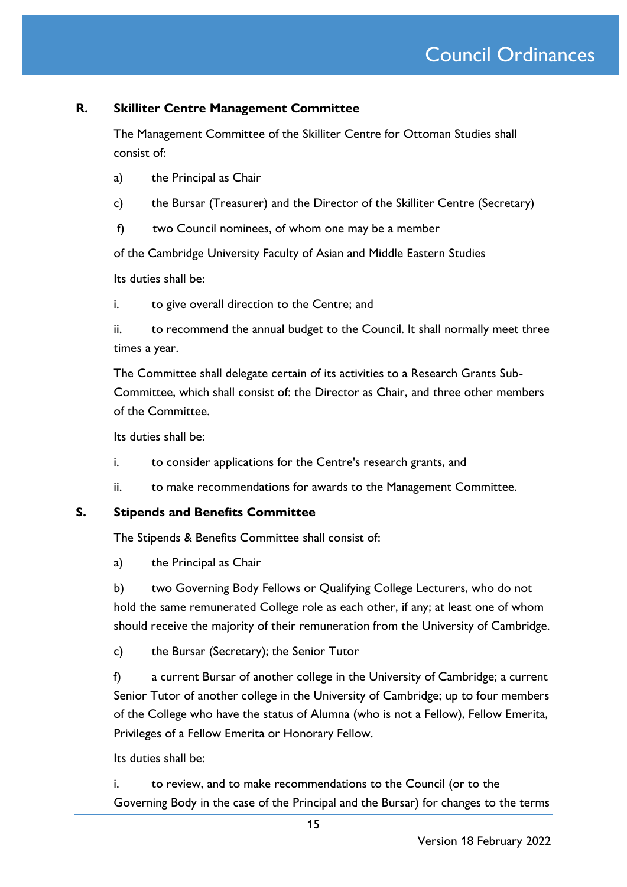## R. Skilliter Centre Management Committee

The Management Committee of the Skilliter Centre for Ottoman Studies shall consist of:

a) the Principal as Chair

c) the Bursar (Treasurer) and the Director of the Skilliter Centre (Secretary)

f) two Council nominees, of whom one may be a member of the Cambridge University Faculty of Asian and Middle Eastern Studies

Its duties shall be:

i. to give overall direction to the Centre; and

ii. to recommend the annual budget to the Council. It shall normally meet three times a year.

The Committee shall delegate certain of its activities to a Research Grants Sub-Committee, which shall consist of: the Director as Chair, and three other members of the Committee.

Its duties shall be:

i. to consider applications for the Centre's research grants, and

ii. to make recommendations for awards to the Management Committee.

## S. Stipends and Benefits Committee

The Stipends & Benefits Committee shall consist of:

a) the Principal as Chair

b) two Governing Body Fellows or Qualifying College Lecturers, who do not hold the same remunerated College role as each other, if any; at least one of whom should receive the majority of their remuneration from the University of Cambridge.

c) the Bursar (Secretary); the Senior Tutor

f) a current Bursar of another college in the University of Cambridge; a current Senior Tutor of another college in the University of Cambridge; up to four members of the College who have the status of Alumna (who is not a Fellow), Fellow Emerita, Privileges of a Fellow Emerita or Honorary Fellow.

Its duties shall be:

i. to review, and to make recommendations to the Council (or to the Governing Body in the case of the Principal and the Bursar) for changes to the terms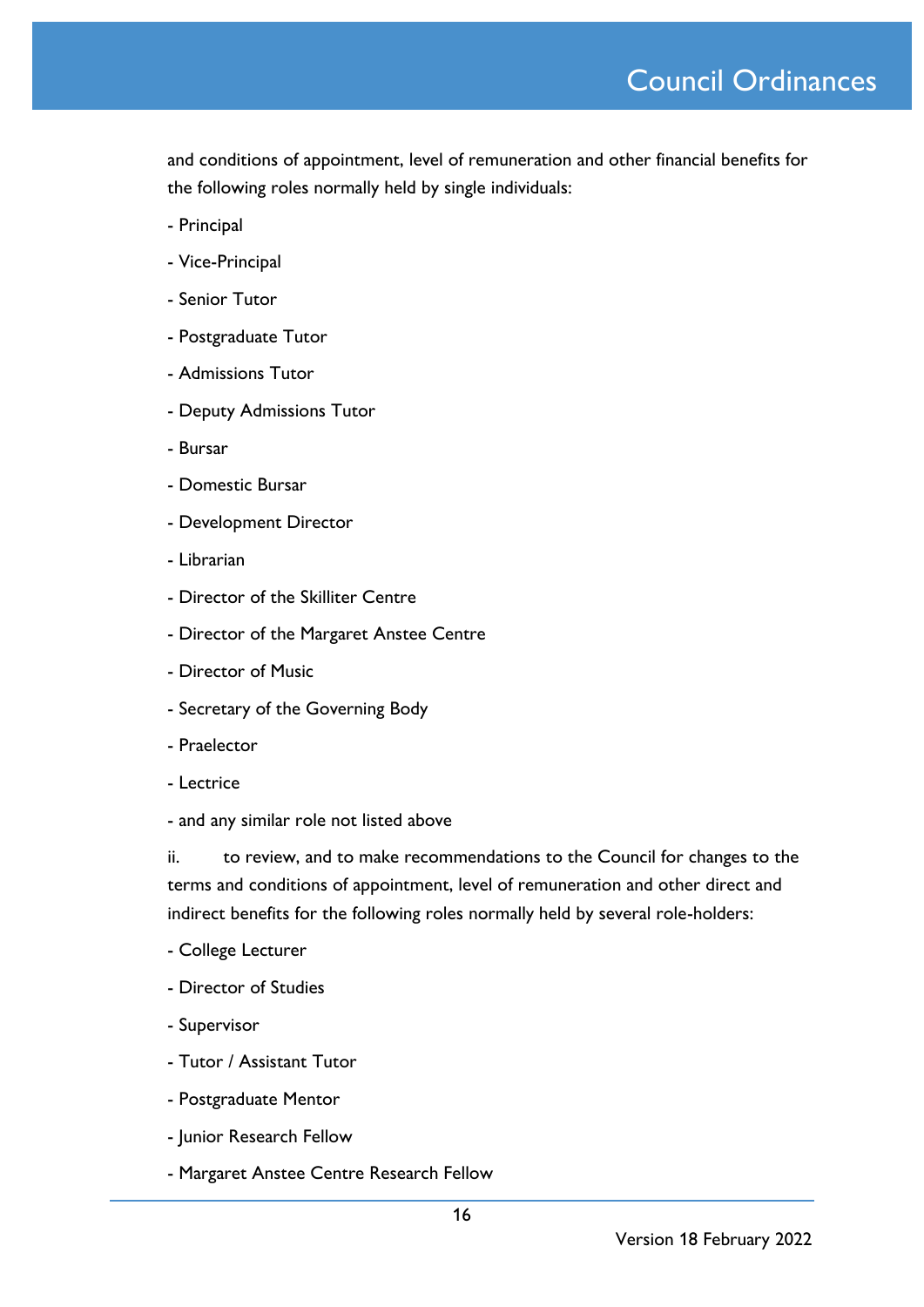and conditions of appointment, level of remuneration and other financial benefits for the following roles normally held by single individuals:

- Principal
- Vice-Principal
- Senior Tutor
- Postgraduate Tutor
- Admissions Tutor
- Deputy Admissions Tutor
- Bursar
- Domestic Bursar
- Development Director
- Librarian
- Director of the Skilliter Centre
- Director of the Margaret Anstee Centre
- Director of Music
- Secretary of the Governing Body
- Praelector
- Lectrice
- and any similar role not listed above

ii. to review, and to make recommendations to the Council for changes to the terms and conditions of appointment, level of remuneration and other direct and indirect benefits for the following roles normally held by several role-holders:

- College Lecturer
- Director of Studies
- Supervisor
- Tutor / Assistant Tutor
- Postgraduate Mentor
- Junior Research Fellow
- Margaret Anstee Centre Research Fellow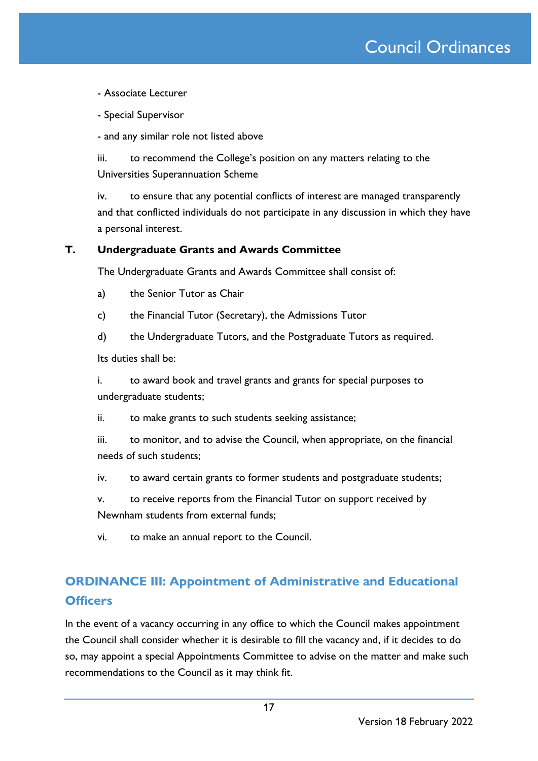- Associate Lecturer

- Special Supervisor

- and any similar role not listed above

iii. to recommend the College's position on any matters relating to the Universities Superannuation Scheme

iv. to ensure that any potential conflicts of interest are managed transparently and that conflicted individuals do not participate in any discussion in which they have a personal interest.

### T. Undergraduate Grants and Awards Committee

The Undergraduate Grants and Awards Committee shall consist of:

a) the Senior Tutor as Chair

c) the Financial Tutor (Secretary), the Admissions Tutor

d) the Undergraduate Tutors, and the Postgraduate Tutors as required.

Its duties shall be:

i. to award book and travel grants and grants for special purposes to undergraduate students;

ii. to make grants to such students seeking assistance;

iii. to monitor, and to advise the Council, when appropriate, on the financial needs of such students;

iv. to award certain grants to former students and postgraduate students;

v. to receive reports from the Financial Tutor on support received by Newnham students from external funds;

vi. to make an annual report to the Council.

## ORDINANCE III: Appointment of Administrative and Educational Officers

In the event of a vacancy occurring in any office to which the Council makes appointment the Council shall consider whether it is desirable to fill the vacancy and, if it decides to do so, may appoint a special Appointments Committee to advise on the matter and make such recommendations to the Council as it may think fit.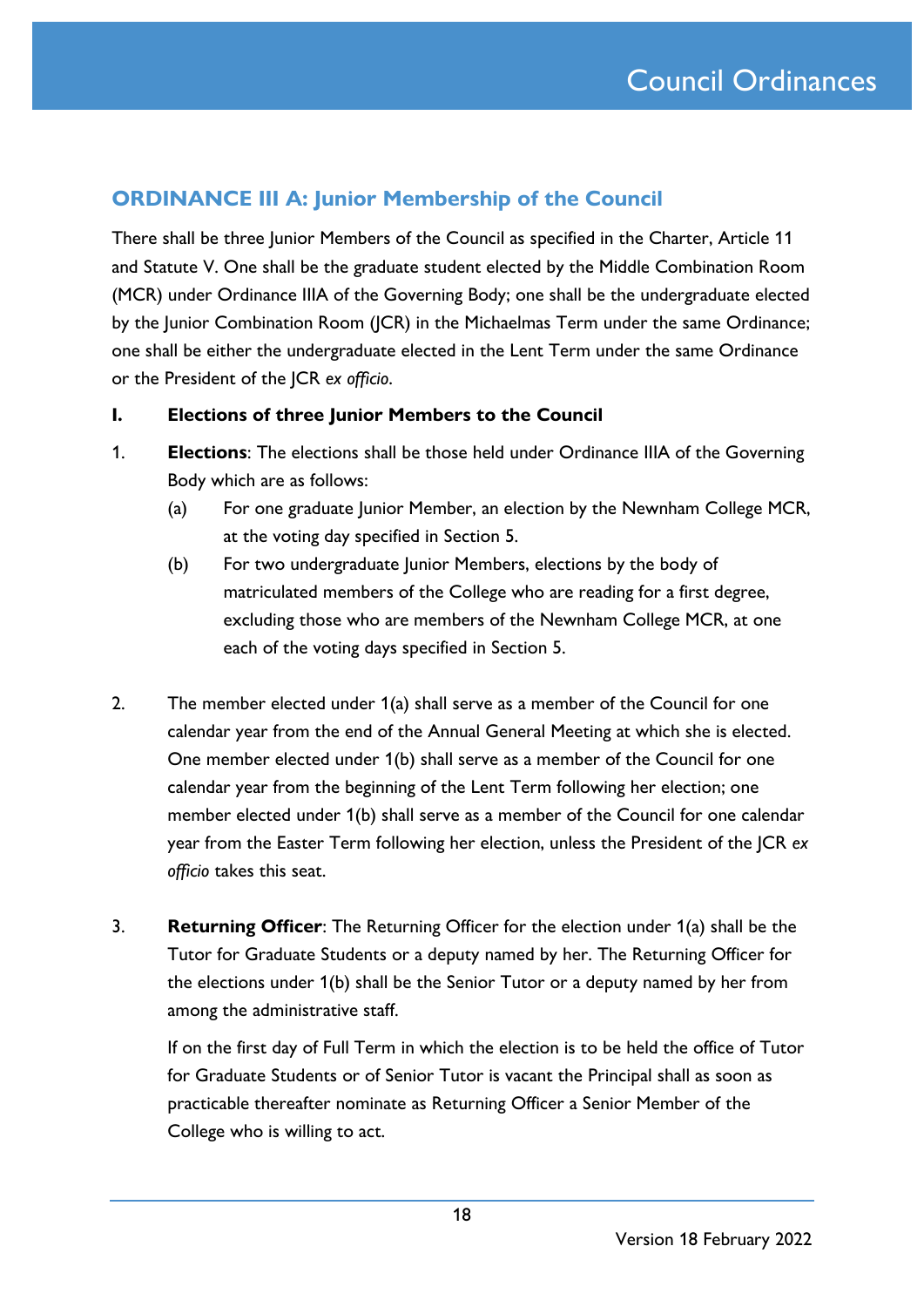## ORDINANCE III A: Junior Membership of the Council

There shall be three Junior Members of the Council as specified in the Charter, Article 11 and Statute V. One shall be the graduate student elected by the Middle Combination Room (MCR) under Ordinance IIIA of the Governing Body; one shall be the undergraduate elected by the Junior Combination Room (JCR) in the Michaelmas Term under the same Ordinance; one shall be either the undergraduate elected in the Lent Term under the same Ordinance or the President of the JCR *ex officio*.

### I. Elections of three Junior Members to the Council

1. **Elections**: The elections shall be those held under Ordinance IIIA of the Governing Body which are as follows:
   (a) For one graduate Junior Member, an election by the Newnham College MCR, at the voting day specified in Section 5.
   (b) For two undergraduate Junior Members, elections by the body of matriculated members of the College who are reading for a first degree, excluding those who are members of the Newnham College MCR, at one each of the voting days specified in Section 5.

2. The member elected under 1(a) shall serve as a member of the Council for one calendar year from the end of the Annual General Meeting at which she is elected. One member elected under 1(b) shall serve as a member of the Council for one calendar year from the beginning of the Lent Term following her election; one member elected under 1(b) shall serve as a member of the Council for one calendar year from the Easter Term following her election, unless the President of the JCR *ex officio* takes this seat.

3. **Returning Officer**: The Returning Officer for the election under 1(a) shall be the Tutor for Graduate Students or a deputy named by her. The Returning Officer for the elections under 1(b) shall be the Senior Tutor or a deputy named by her from among the administrative staff.

   If on the first day of Full Term in which the election is to be held the office of Tutor for Graduate Students or of Senior Tutor is vacant the Principal shall as soon as practicable thereafter nominate as Returning Officer a Senior Member of the College who is willing to act.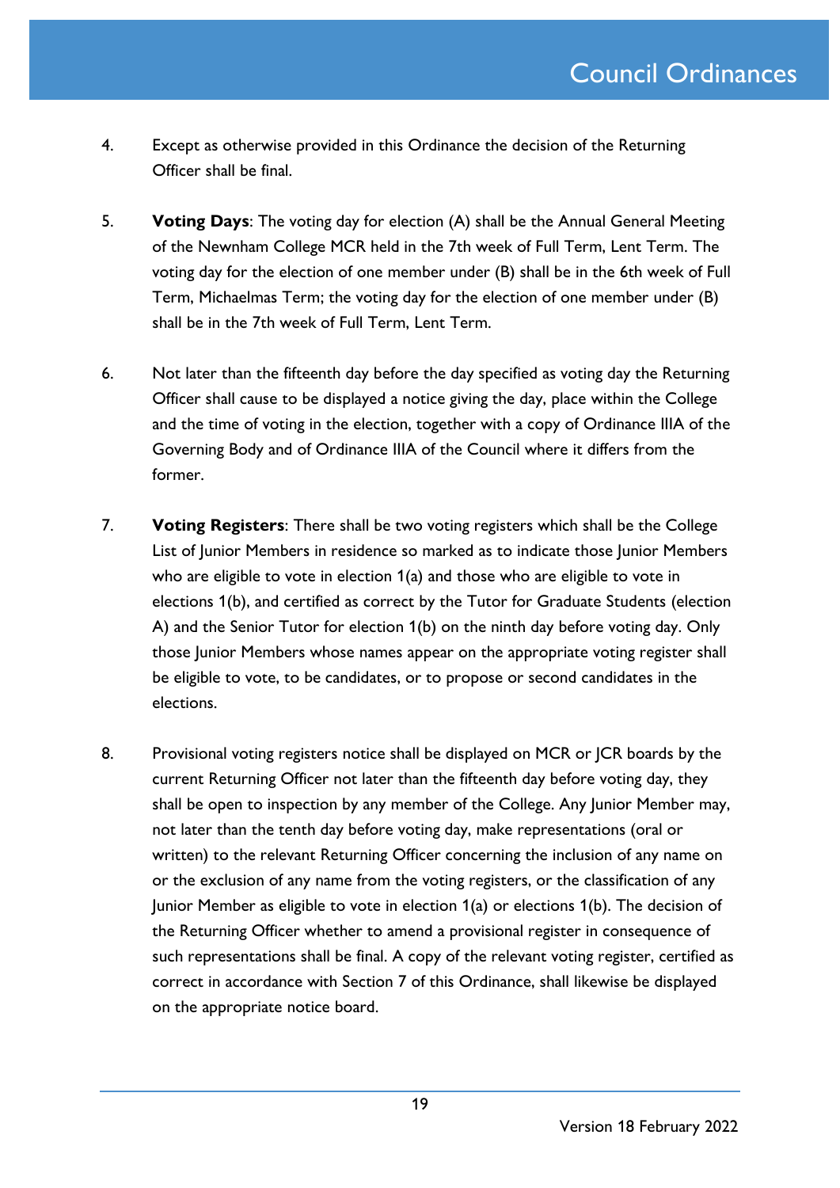4. Except as otherwise provided in this Ordinance the decision of the Returning Officer shall be final.

5. **Voting Days**: The voting day for election (A) shall be the Annual General Meeting of the Newnham College MCR held in the 7th week of Full Term, Lent Term. The voting day for the election of one member under (B) shall be in the 6th week of Full Term, Michaelmas Term; the voting day for the election of one member under (B) shall be in the 7th week of Full Term, Lent Term.

6. Not later than the fifteenth day before the day specified as voting day the Returning Officer shall cause to be displayed a notice giving the day, place within the College and the time of voting in the election, together with a copy of Ordinance IIIA of the Governing Body and of Ordinance IIIA of the Council where it differs from the former.

7. **Voting Registers**: There shall be two voting registers which shall be the College List of Junior Members in residence so marked as to indicate those Junior Members who are eligible to vote in election 1(a) and those who are eligible to vote in elections 1(b), and certified as correct by the Tutor for Graduate Students (election A) and the Senior Tutor for election 1(b) on the ninth day before voting day. Only those Junior Members whose names appear on the appropriate voting register shall be eligible to vote, to be candidates, or to propose or second candidates in the elections.

8. Provisional voting registers notice shall be displayed on MCR or JCR boards by the current Returning Officer not later than the fifteenth day before voting day, they shall be open to inspection by any member of the College. Any Junior Member may, not later than the tenth day before voting day, make representations (oral or written) to the relevant Returning Officer concerning the inclusion of any name on or the exclusion of any name from the voting registers, or the classification of any Junior Member as eligible to vote in election 1(a) or elections 1(b). The decision of the Returning Officer whether to amend a provisional register in consequence of such representations shall be final. A copy of the relevant voting register, certified as correct in accordance with Section 7 of this Ordinance, shall likewise be displayed on the appropriate notice board.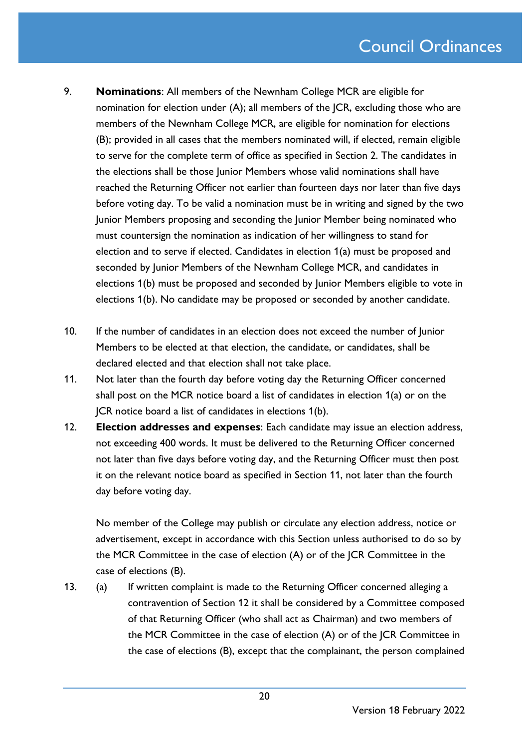9. **Nominations**: All members of the Newnham College MCR are eligible for nomination for election under (A); all members of the JCR, excluding those who are members of the Newnham College MCR, are eligible for nomination for elections (B); provided in all cases that the members nominated will, if elected, remain eligible to serve for the complete term of office as specified in Section 2. The candidates in the elections shall be those Junior Members whose valid nominations shall have reached the Returning Officer not earlier than fourteen days nor later than five days before voting day. To be valid a nomination must be in writing and signed by the two Junior Members proposing and seconding the Junior Member being nominated who must countersign the nomination as indication of her willingness to stand for election and to serve if elected. Candidates in election 1(a) must be proposed and seconded by Junior Members of the Newnham College MCR, and candidates in elections 1(b) must be proposed and seconded by Junior Members eligible to vote in elections 1(b). No candidate may be proposed or seconded by another candidate.

10. If the number of candidates in an election does not exceed the number of Junior Members to be elected at that election, the candidate, or candidates, shall be declared elected and that election shall not take place.

11. Not later than the fourth day before voting day the Returning Officer concerned shall post on the MCR notice board a list of candidates in election 1(a) or on the JCR notice board a list of candidates in elections 1(b).

12. **Election addresses and expenses**: Each candidate may issue an election address, not exceeding 400 words. It must be delivered to the Returning Officer concerned not later than five days before voting day, and the Returning Officer must then post it on the relevant notice board as specified in Section 11, not later than the fourth day before voting day.

    No member of the College may publish or circulate any election address, notice or advertisement, except in accordance with this Section unless authorised to do so by the MCR Committee in the case of election (A) or of the JCR Committee in the case of elections (B).

13. (a) If written complaint is made to the Returning Officer concerned alleging a contravention of Section 12 it shall be considered by a Committee composed of that Returning Officer (who shall act as Chairman) and two members of the MCR Committee in the case of election (A) or of the JCR Committee in the case of elections (B), except that the complainant, the person complained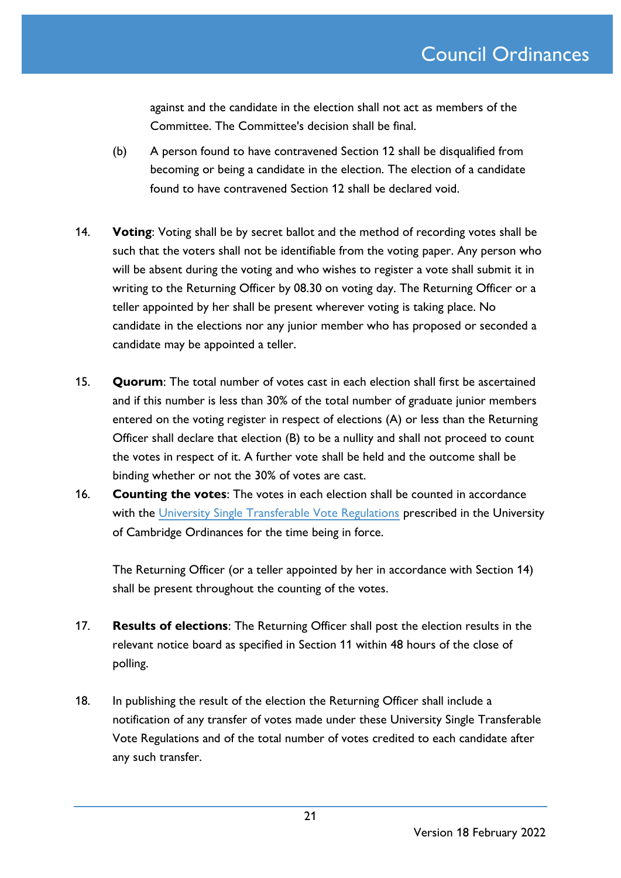against and the candidate in the election shall not act as members of the Committee. The Committee's decision shall be final.

(b) A person found to have contravened Section 12 shall be disqualified from becoming or being a candidate in the election. The election of a candidate found to have contravened Section 12 shall be declared void.

14. **Voting**: Voting shall be by secret ballot and the method of recording votes shall be such that the voters shall not be identifiable from the voting paper. Any person who will be absent during the voting and who wishes to register a vote shall submit it in writing to the Returning Officer by 08.30 on voting day. The Returning Officer or a teller appointed by her shall be present wherever voting is taking place. No candidate in the elections nor any junior member who has proposed or seconded a candidate may be appointed a teller.

15. **Quorum**: The total number of votes cast in each election shall first be ascertained and if this number is less than 30% of the total number of graduate junior members entered on the voting register in respect of elections (A) or less than the Returning Officer shall declare that election (B) to be a nullity and shall not proceed to count the votes in respect of it. A further vote shall be held and the outcome shall be binding whether or not the 30% of votes are cast.

16. **Counting the votes**: The votes in each election shall be counted in accordance with the University Single Transferable Vote Regulations prescribed in the University of Cambridge Ordinances for the time being in force.

    The Returning Officer (or a teller appointed by her in accordance with Section 14) shall be present throughout the counting of the votes.

17. **Results of elections**: The Returning Officer shall post the election results in the relevant notice board as specified in Section 11 within 48 hours of the close of polling.

18. In publishing the result of the election the Returning Officer shall include a notification of any transfer of votes made under these University Single Transferable Vote Regulations and of the total number of votes credited to each candidate after any such transfer.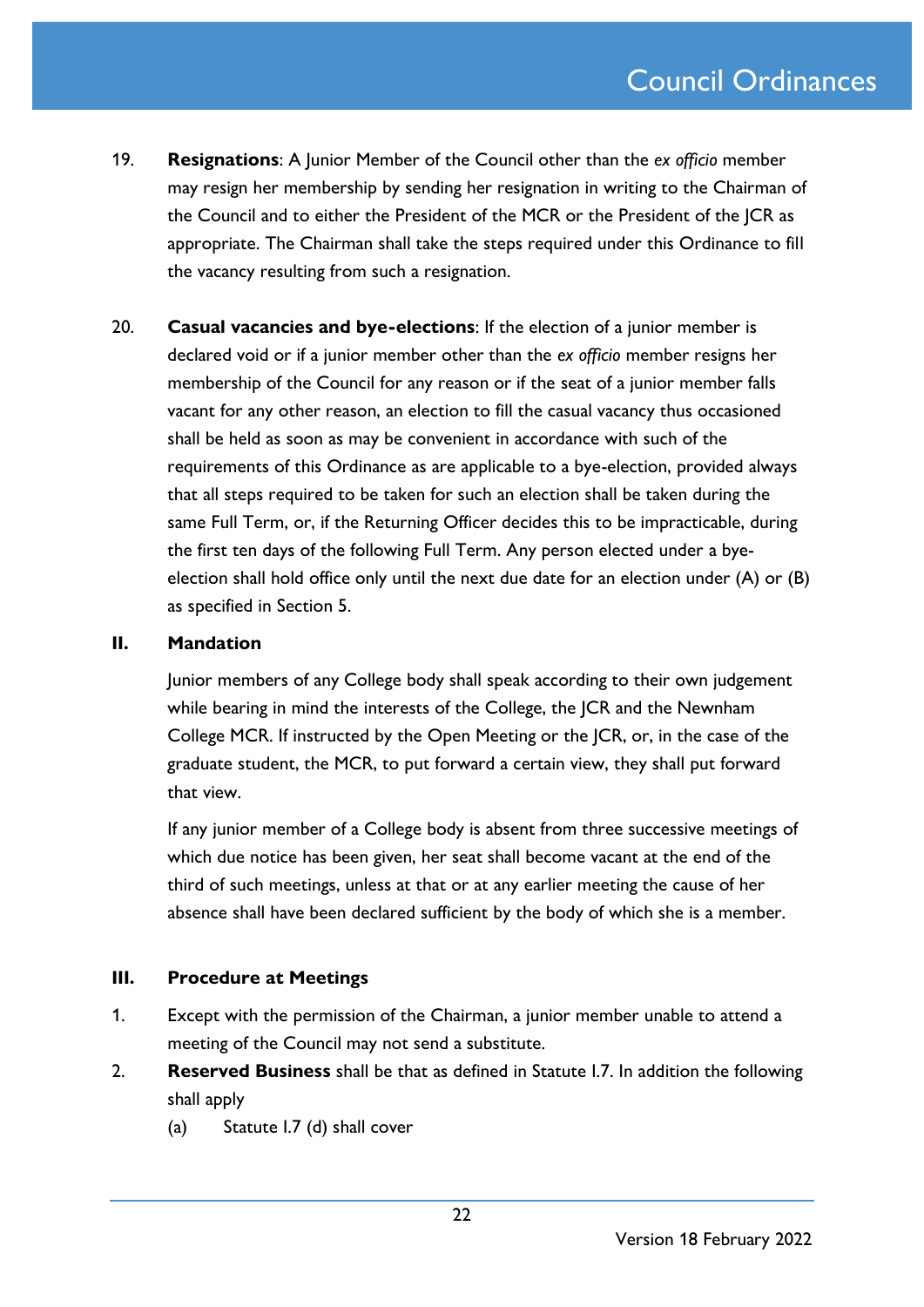19. **Resignations**: A Junior Member of the Council other than the *ex officio* member may resign her membership by sending her resignation in writing to the Chairman of the Council and to either the President of the MCR or the President of the JCR as appropriate. The Chairman shall take the steps required under this Ordinance to fill the vacancy resulting from such a resignation.

20. **Casual vacancies and bye-elections**: If the election of a junior member is declared void or if a junior member other than the *ex officio* member resigns her membership of the Council for any reason or if the seat of a junior member falls vacant for any other reason, an election to fill the casual vacancy thus occasioned shall be held as soon as may be convenient in accordance with such of the requirements of this Ordinance as are applicable to a bye-election, provided always that all steps required to be taken for such an election shall be taken during the same Full Term, or, if the Returning Officer decides this to be impracticable, during the first ten days of the following Full Term. Any person elected under a bye-election shall hold office only until the next due date for an election under (A) or (B) as specified in Section 5.

## II. Mandation

Junior members of any College body shall speak according to their own judgement while bearing in mind the interests of the College, the JCR and the Newnham College MCR. If instructed by the Open Meeting or the JCR, or, in the case of the graduate student, the MCR, to put forward a certain view, they shall put forward that view.

If any junior member of a College body is absent from three successive meetings of which due notice has been given, her seat shall become vacant at the end of the third of such meetings, unless at that or at any earlier meeting the cause of her absence shall have been declared sufficient by the body of which she is a member.

## III. Procedure at Meetings

1. Except with the permission of the Chairman, a junior member unable to attend a meeting of the Council may not send a substitute.
2. **Reserved Business** shall be that as defined in Statute I.7. In addition the following shall apply
   (a) Statute I.7 (d) shall cover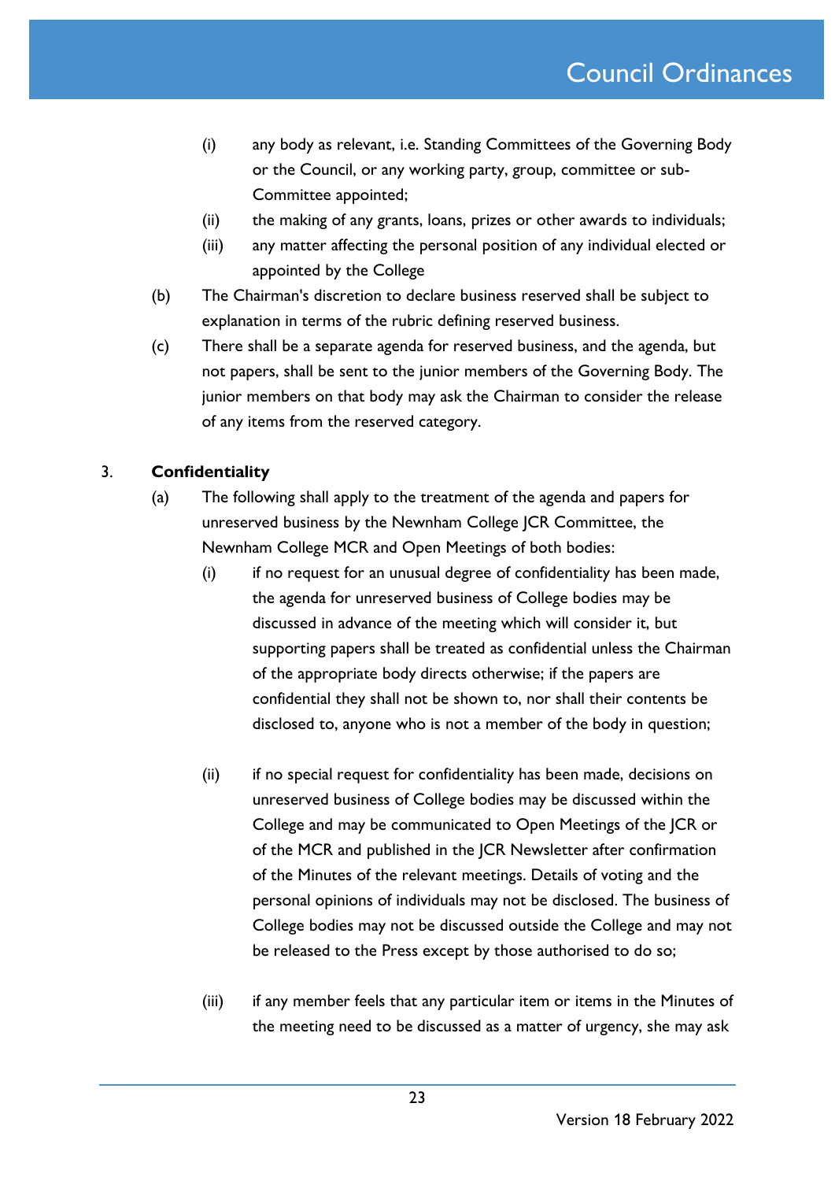(i) any body as relevant, i.e. Standing Committees of the Governing Body or the Council, or any working party, group, committee or sub-Committee appointed;

(ii) the making of any grants, loans, prizes or other awards to individuals;

(iii) any matter affecting the personal position of any individual elected or appointed by the College

(b) The Chairman's discretion to declare business reserved shall be subject to explanation in terms of the rubric defining reserved business.

(c) There shall be a separate agenda for reserved business, and the agenda, but not papers, shall be sent to the junior members of the Governing Body. The junior members on that body may ask the Chairman to consider the release of any items from the reserved category.

3. **Confidentiality**

(a) The following shall apply to the treatment of the agenda and papers for unreserved business by the Newnham College JCR Committee, the Newnham College MCR and Open Meetings of both bodies:

(i) if no request for an unusual degree of confidentiality has been made, the agenda for unreserved business of College bodies may be discussed in advance of the meeting which will consider it, but supporting papers shall be treated as confidential unless the Chairman of the appropriate body directs otherwise; if the papers are confidential they shall not be shown to, nor shall their contents be disclosed to, anyone who is not a member of the body in question;

(ii) if no special request for confidentiality has been made, decisions on unreserved business of College bodies may be discussed within the College and may be communicated to Open Meetings of the JCR or of the MCR and published in the JCR Newsletter after confirmation of the Minutes of the relevant meetings. Details of voting and the personal opinions of individuals may not be disclosed. The business of College bodies may not be discussed outside the College and may not be released to the Press except by those authorised to do so;

(iii) if any member feels that any particular item or items in the Minutes of the meeting need to be discussed as a matter of urgency, she may ask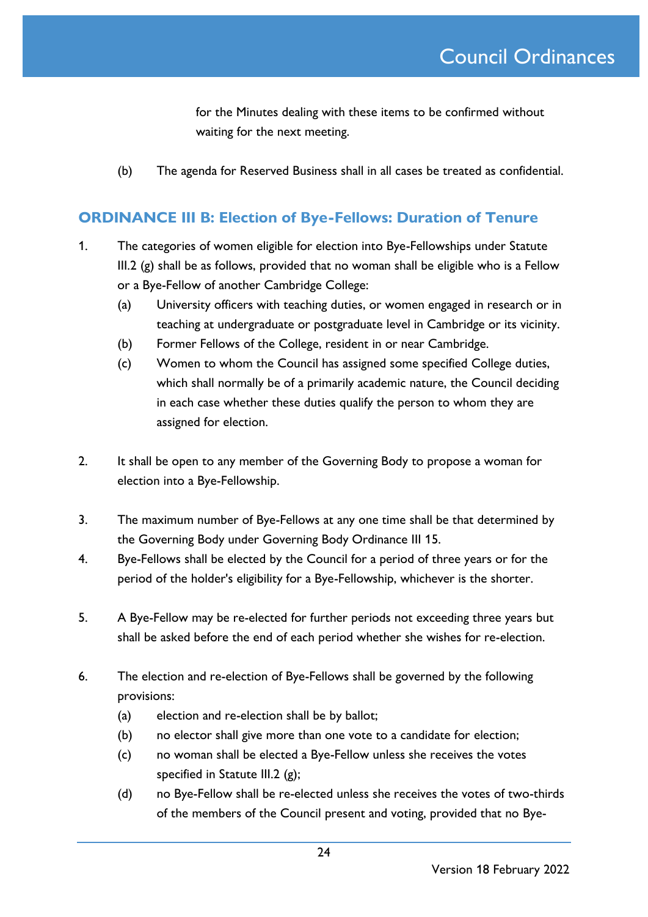for the Minutes dealing with these items to be confirmed without waiting for the next meeting.

(b) The agenda for Reserved Business shall in all cases be treated as confidential.

## ORDINANCE III B: Election of Bye-Fellows: Duration of Tenure

1. The categories of women eligible for election into Bye-Fellowships under Statute III.2 (g) shall be as follows, provided that no woman shall be eligible who is a Fellow or a Bye-Fellow of another Cambridge College:
   (a) University officers with teaching duties, or women engaged in research or in teaching at undergraduate or postgraduate level in Cambridge or its vicinity.
   (b) Former Fellows of the College, resident in or near Cambridge.
   (c) Women to whom the Council has assigned some specified College duties, which shall normally be of a primarily academic nature, the Council deciding in each case whether these duties qualify the person to whom they are assigned for election.

2. It shall be open to any member of the Governing Body to propose a woman for election into a Bye-Fellowship.

3. The maximum number of Bye-Fellows at any one time shall be that determined by the Governing Body under Governing Body Ordinance III 15.

4. Bye-Fellows shall be elected by the Council for a period of three years or for the period of the holder's eligibility for a Bye-Fellowship, whichever is the shorter.

5. A Bye-Fellow may be re-elected for further periods not exceeding three years but shall be asked before the end of each period whether she wishes for re-election.

6. The election and re-election of Bye-Fellows shall be governed by the following provisions:
   (a) election and re-election shall be by ballot;
   (b) no elector shall give more than one vote to a candidate for election;
   (c) no woman shall be elected a Bye-Fellow unless she receives the votes specified in Statute III.2 (g);
   (d) no Bye-Fellow shall be re-elected unless she receives the votes of two-thirds of the members of the Council present and voting, provided that no Bye-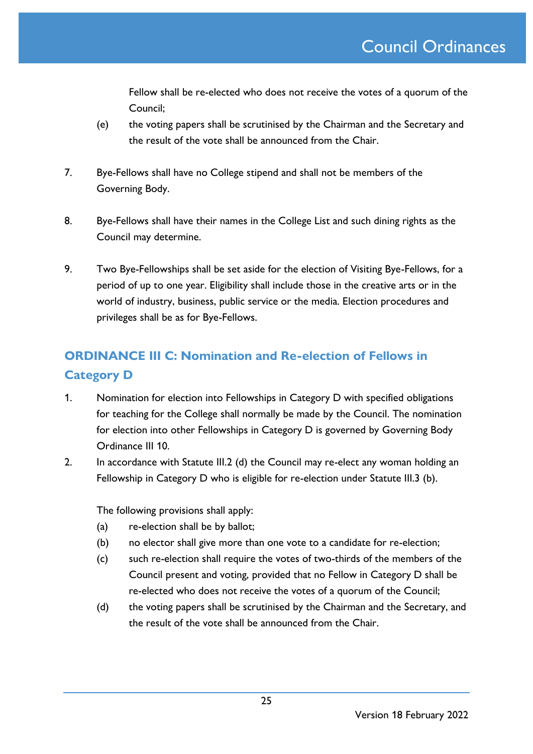Fellow shall be re-elected who does not receive the votes of a quorum of the Council;

(e) the voting papers shall be scrutinised by the Chairman and the Secretary and the result of the vote shall be announced from the Chair.

7. Bye-Fellows shall have no College stipend and shall not be members of the Governing Body.

8. Bye-Fellows shall have their names in the College List and such dining rights as the Council may determine.

9. Two Bye-Fellowships shall be set aside for the election of Visiting Bye-Fellows, for a period of up to one year. Eligibility shall include those in the creative arts or in the world of industry, business, public service or the media. Election procedures and privileges shall be as for Bye-Fellows.

## ORDINANCE III C: Nomination and Re-election of Fellows in Category D

1. Nomination for election into Fellowships in Category D with specified obligations for teaching for the College shall normally be made by the Council. The nomination for election into other Fellowships in Category D is governed by Governing Body Ordinance III 10.
2. In accordance with Statute III.2 (d) the Council may re-elect any woman holding an Fellowship in Category D who is eligible for re-election under Statute III.3 (b).

   The following provisions shall apply:

   (a) re-election shall be by ballot;

   (b) no elector shall give more than one vote to a candidate for re-election;

   (c) such re-election shall require the votes of two-thirds of the members of the Council present and voting, provided that no Fellow in Category D shall be re-elected who does not receive the votes of a quorum of the Council;

   (d) the voting papers shall be scrutinised by the Chairman and the Secretary, and the result of the vote shall be announced from the Chair.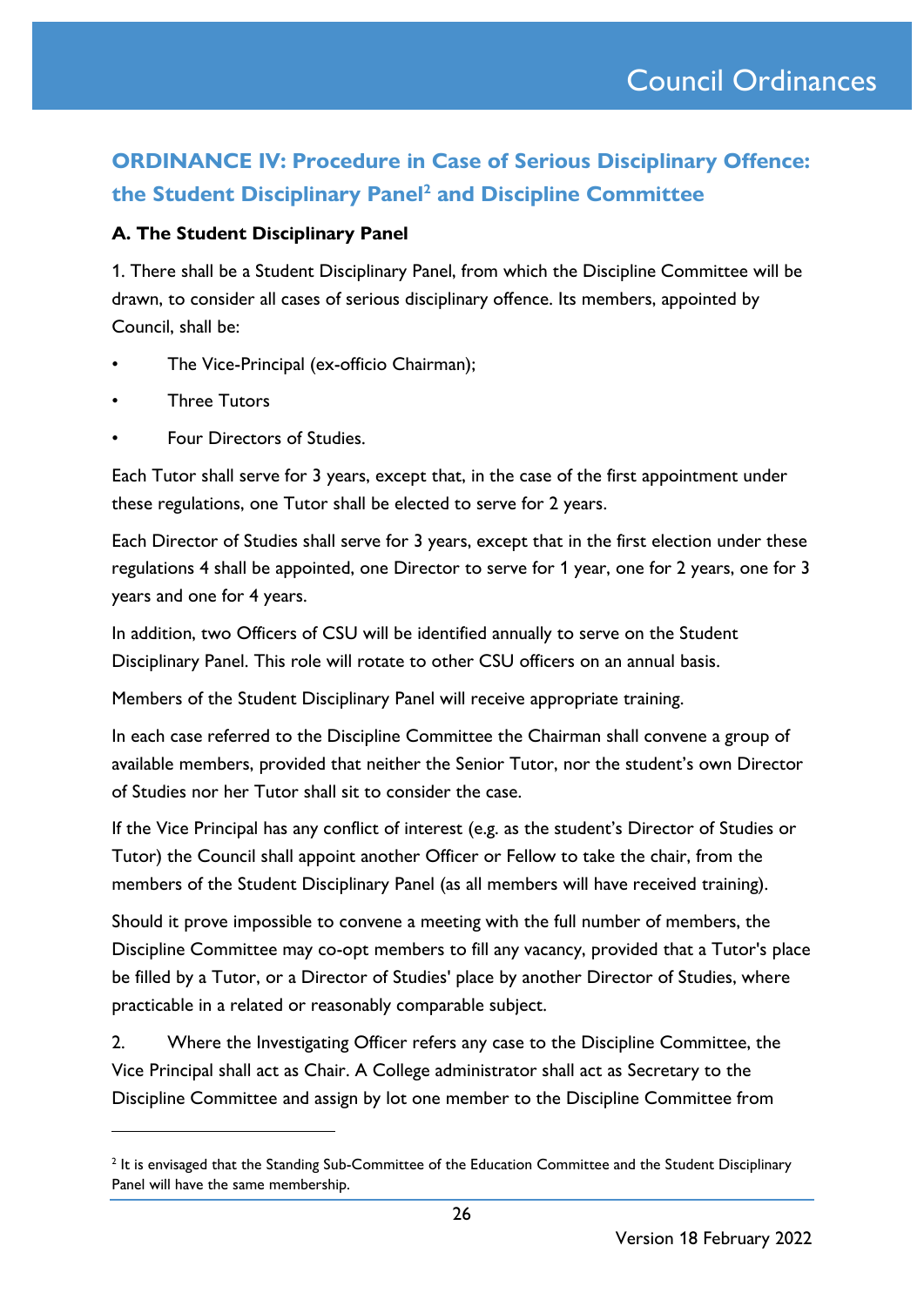## ORDINANCE IV: Procedure in Case of Serious Disciplinary Offence: the Student Disciplinary Panel[2] and Discipline Committee

### A. The Student Disciplinary Panel

1. There shall be a Student Disciplinary Panel, from which the Discipline Committee will be drawn, to consider all cases of serious disciplinary offence. Its members, appointed by Council, shall be:

- The Vice-Principal (ex-officio Chairman);
- Three Tutors
- Four Directors of Studies.

Each Tutor shall serve for 3 years, except that, in the case of the first appointment under these regulations, one Tutor shall be elected to serve for 2 years.

Each Director of Studies shall serve for 3 years, except that in the first election under these regulations 4 shall be appointed, one Director to serve for 1 year, one for 2 years, one for 3 years and one for 4 years.

In addition, two Officers of CSU will be identified annually to serve on the Student Disciplinary Panel. This role will rotate to other CSU officers on an annual basis.

Members of the Student Disciplinary Panel will receive appropriate training.

In each case referred to the Discipline Committee the Chairman shall convene a group of available members, provided that neither the Senior Tutor, nor the student's own Director of Studies nor her Tutor shall sit to consider the case.

If the Vice Principal has any conflict of interest (e.g. as the student's Director of Studies or Tutor) the Council shall appoint another Officer or Fellow to take the chair, from the members of the Student Disciplinary Panel (as all members will have received training).

Should it prove impossible to convene a meeting with the full number of members, the Discipline Committee may co-opt members to fill any vacancy, provided that a Tutor's place be filled by a Tutor, or a Director of Studies' place by another Director of Studies, where practicable in a related or reasonably comparable subject.

2. Where the Investigating Officer refers any case to the Discipline Committee, the Vice Principal shall act as Chair. A College administrator shall act as Secretary to the Discipline Committee and assign by lot one member to the Discipline Committee from

---

[2] It is envisaged that the Standing Sub-Committee of the Education Committee and the Student Disciplinary Panel will have the same membership.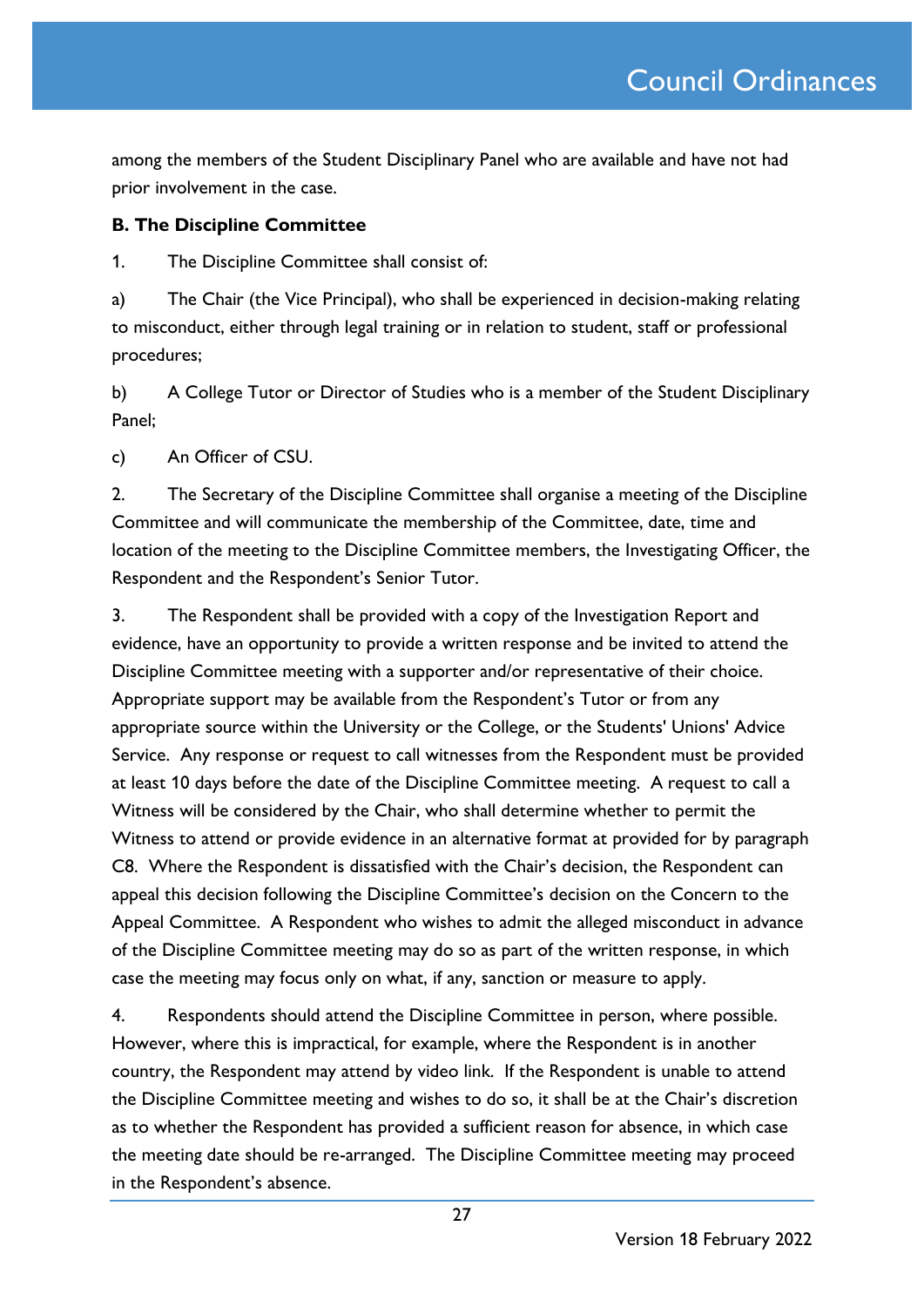among the members of the Student Disciplinary Panel who are available and have not had prior involvement in the case.

**B. The Discipline Committee**

1. The Discipline Committee shall consist of:

a) The Chair (the Vice Principal), who shall be experienced in decision-making relating to misconduct, either through legal training or in relation to student, staff or professional procedures;

b) A College Tutor or Director of Studies who is a member of the Student Disciplinary Panel;

c) An Officer of CSU.

2. The Secretary of the Discipline Committee shall organise a meeting of the Discipline Committee and will communicate the membership of the Committee, date, time and location of the meeting to the Discipline Committee members, the Investigating Officer, the Respondent and the Respondent's Senior Tutor.

3. The Respondent shall be provided with a copy of the Investigation Report and evidence, have an opportunity to provide a written response and be invited to attend the Discipline Committee meeting with a supporter and/or representative of their choice. Appropriate support may be available from the Respondent's Tutor or from any appropriate source within the University or the College, or the Students' Unions' Advice Service. Any response or request to call witnesses from the Respondent must be provided at least 10 days before the date of the Discipline Committee meeting. A request to call a Witness will be considered by the Chair, who shall determine whether to permit the Witness to attend or provide evidence in an alternative format at provided for by paragraph C8. Where the Respondent is dissatisfied with the Chair's decision, the Respondent can appeal this decision following the Discipline Committee's decision on the Concern to the Appeal Committee. A Respondent who wishes to admit the alleged misconduct in advance of the Discipline Committee meeting may do so as part of the written response, in which case the meeting may focus only on what, if any, sanction or measure to apply.

4. Respondents should attend the Discipline Committee in person, where possible. However, where this is impractical, for example, where the Respondent is in another country, the Respondent may attend by video link. If the Respondent is unable to attend the Discipline Committee meeting and wishes to do so, it shall be at the Chair's discretion as to whether the Respondent has provided a sufficient reason for absence, in which case the meeting date should be re-arranged. The Discipline Committee meeting may proceed in the Respondent's absence.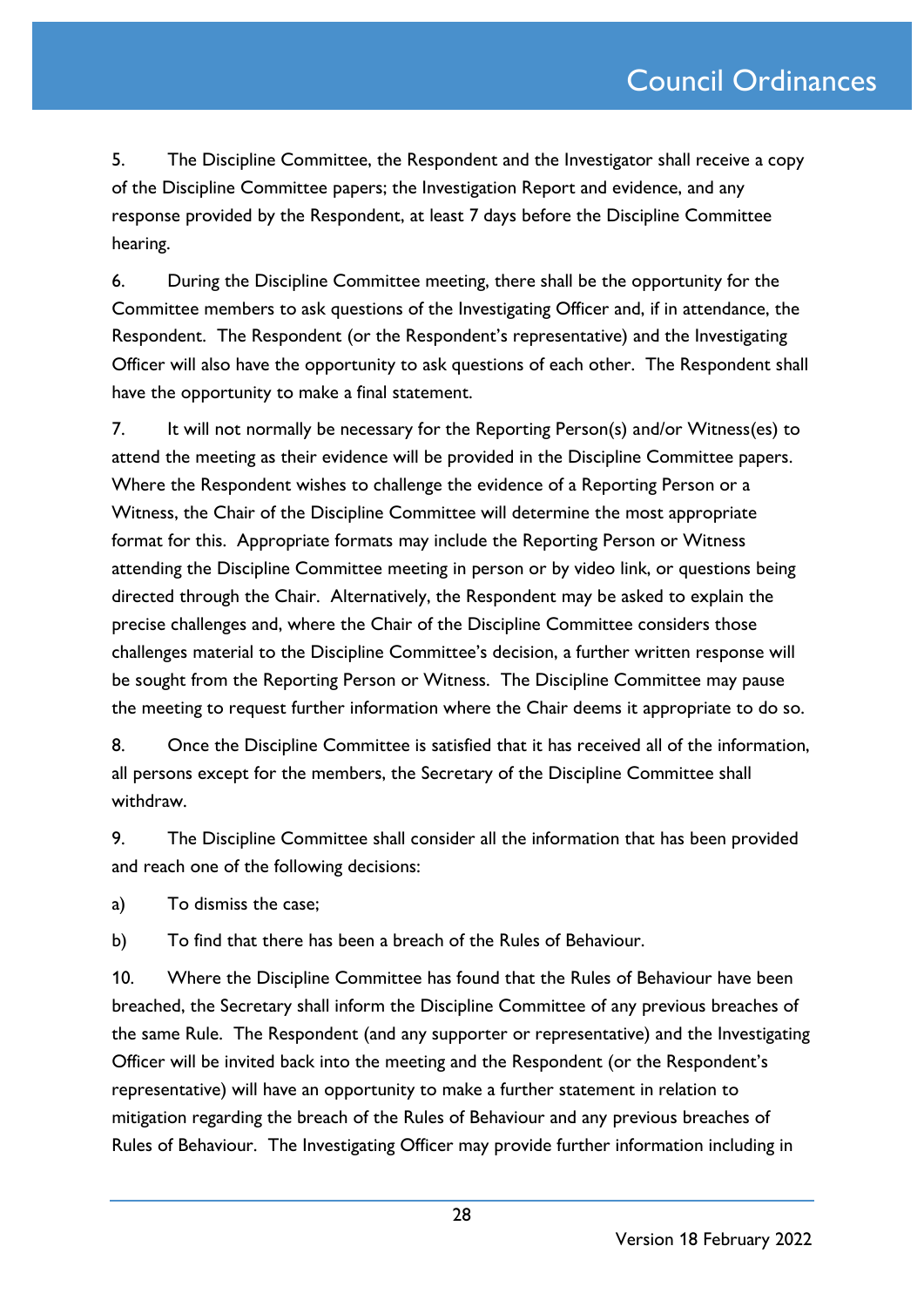5. The Discipline Committee, the Respondent and the Investigator shall receive a copy of the Discipline Committee papers; the Investigation Report and evidence, and any response provided by the Respondent, at least 7 days before the Discipline Committee hearing.

6. During the Discipline Committee meeting, there shall be the opportunity for the Committee members to ask questions of the Investigating Officer and, if in attendance, the Respondent. The Respondent (or the Respondent's representative) and the Investigating Officer will also have the opportunity to ask questions of each other. The Respondent shall have the opportunity to make a final statement.

7. It will not normally be necessary for the Reporting Person(s) and/or Witness(es) to attend the meeting as their evidence will be provided in the Discipline Committee papers. Where the Respondent wishes to challenge the evidence of a Reporting Person or a Witness, the Chair of the Discipline Committee will determine the most appropriate format for this. Appropriate formats may include the Reporting Person or Witness attending the Discipline Committee meeting in person or by video link, or questions being directed through the Chair. Alternatively, the Respondent may be asked to explain the precise challenges and, where the Chair of the Discipline Committee considers those challenges material to the Discipline Committee's decision, a further written response will be sought from the Reporting Person or Witness. The Discipline Committee may pause the meeting to request further information where the Chair deems it appropriate to do so.

8. Once the Discipline Committee is satisfied that it has received all of the information, all persons except for the members, the Secretary of the Discipline Committee shall withdraw.

9. The Discipline Committee shall consider all the information that has been provided and reach one of the following decisions:

a) To dismiss the case;

b) To find that there has been a breach of the Rules of Behaviour.

10. Where the Discipline Committee has found that the Rules of Behaviour have been breached, the Secretary shall inform the Discipline Committee of any previous breaches of the same Rule. The Respondent (and any supporter or representative) and the Investigating Officer will be invited back into the meeting and the Respondent (or the Respondent's representative) will have an opportunity to make a further statement in relation to mitigation regarding the breach of the Rules of Behaviour and any previous breaches of Rules of Behaviour. The Investigating Officer may provide further information including in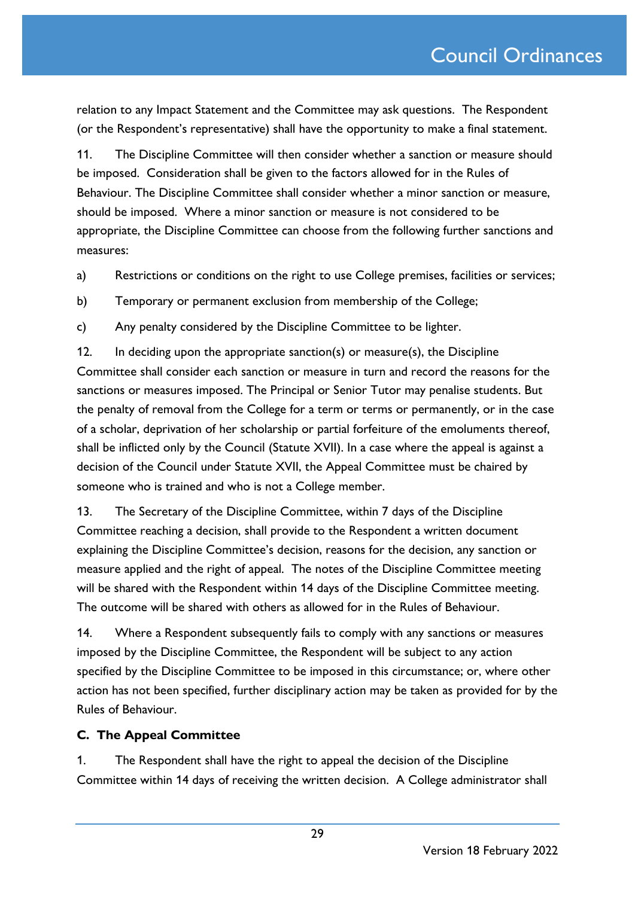relation to any Impact Statement and the Committee may ask questions. The Respondent (or the Respondent's representative) shall have the opportunity to make a final statement.

11. The Discipline Committee will then consider whether a sanction or measure should be imposed. Consideration shall be given to the factors allowed for in the Rules of Behaviour. The Discipline Committee shall consider whether a minor sanction or measure, should be imposed. Where a minor sanction or measure is not considered to be appropriate, the Discipline Committee can choose from the following further sanctions and measures:

a) Restrictions or conditions on the right to use College premises, facilities or services;

b) Temporary or permanent exclusion from membership of the College;

c) Any penalty considered by the Discipline Committee to be lighter.

12. In deciding upon the appropriate sanction(s) or measure(s), the Discipline Committee shall consider each sanction or measure in turn and record the reasons for the sanctions or measures imposed. The Principal or Senior Tutor may penalise students. But the penalty of removal from the College for a term or terms or permanently, or in the case of a scholar, deprivation of her scholarship or partial forfeiture of the emoluments thereof, shall be inflicted only by the Council (Statute XVII). In a case where the appeal is against a decision of the Council under Statute XVII, the Appeal Committee must be chaired by someone who is trained and who is not a College member.

13. The Secretary of the Discipline Committee, within 7 days of the Discipline Committee reaching a decision, shall provide to the Respondent a written document explaining the Discipline Committee's decision, reasons for the decision, any sanction or measure applied and the right of appeal. The notes of the Discipline Committee meeting will be shared with the Respondent within 14 days of the Discipline Committee meeting. The outcome will be shared with others as allowed for in the Rules of Behaviour.

14. Where a Respondent subsequently fails to comply with any sanctions or measures imposed by the Discipline Committee, the Respondent will be subject to any action specified by the Discipline Committee to be imposed in this circumstance; or, where other action has not been specified, further disciplinary action may be taken as provided for by the Rules of Behaviour.

### C. The Appeal Committee

1. The Respondent shall have the right to appeal the decision of the Discipline Committee within 14 days of receiving the written decision. A College administrator shall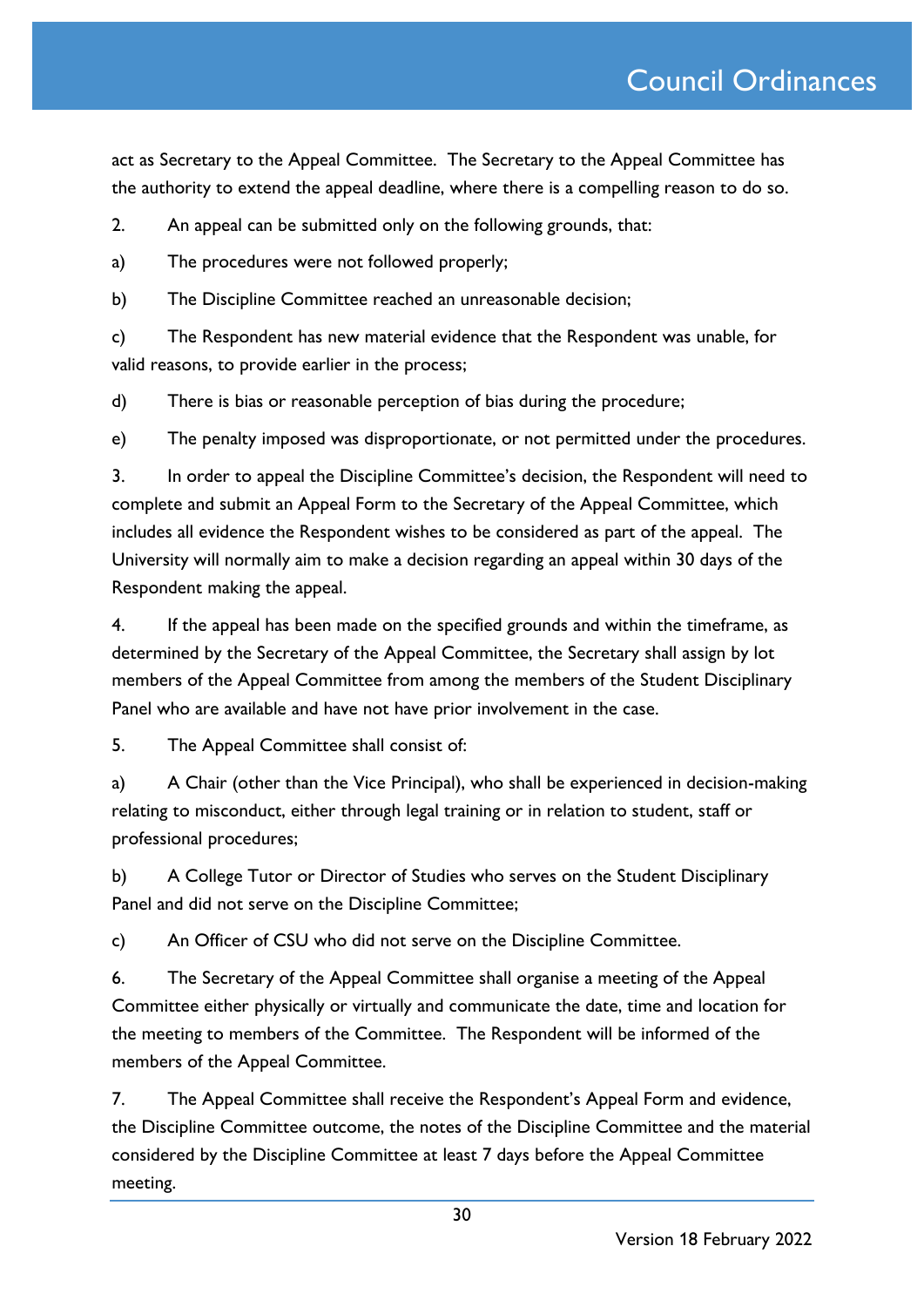act as Secretary to the Appeal Committee. The Secretary to the Appeal Committee has the authority to extend the appeal deadline, where there is a compelling reason to do so.

2. An appeal can be submitted only on the following grounds, that:

a) The procedures were not followed properly;

b) The Discipline Committee reached an unreasonable decision;

c) The Respondent has new material evidence that the Respondent was unable, for valid reasons, to provide earlier in the process;

d) There is bias or reasonable perception of bias during the procedure;

e) The penalty imposed was disproportionate, or not permitted under the procedures.

3. In order to appeal the Discipline Committee's decision, the Respondent will need to complete and submit an Appeal Form to the Secretary of the Appeal Committee, which includes all evidence the Respondent wishes to be considered as part of the appeal. The University will normally aim to make a decision regarding an appeal within 30 days of the Respondent making the appeal.

4. If the appeal has been made on the specified grounds and within the timeframe, as determined by the Secretary of the Appeal Committee, the Secretary shall assign by lot members of the Appeal Committee from among the members of the Student Disciplinary Panel who are available and have not have prior involvement in the case.

5. The Appeal Committee shall consist of:

a) A Chair (other than the Vice Principal), who shall be experienced in decision-making relating to misconduct, either through legal training or in relation to student, staff or professional procedures;

b) A College Tutor or Director of Studies who serves on the Student Disciplinary Panel and did not serve on the Discipline Committee;

c) An Officer of CSU who did not serve on the Discipline Committee.

6. The Secretary of the Appeal Committee shall organise a meeting of the Appeal Committee either physically or virtually and communicate the date, time and location for the meeting to members of the Committee. The Respondent will be informed of the members of the Appeal Committee.

7. The Appeal Committee shall receive the Respondent's Appeal Form and evidence, the Discipline Committee outcome, the notes of the Discipline Committee and the material considered by the Discipline Committee at least 7 days before the Appeal Committee meeting.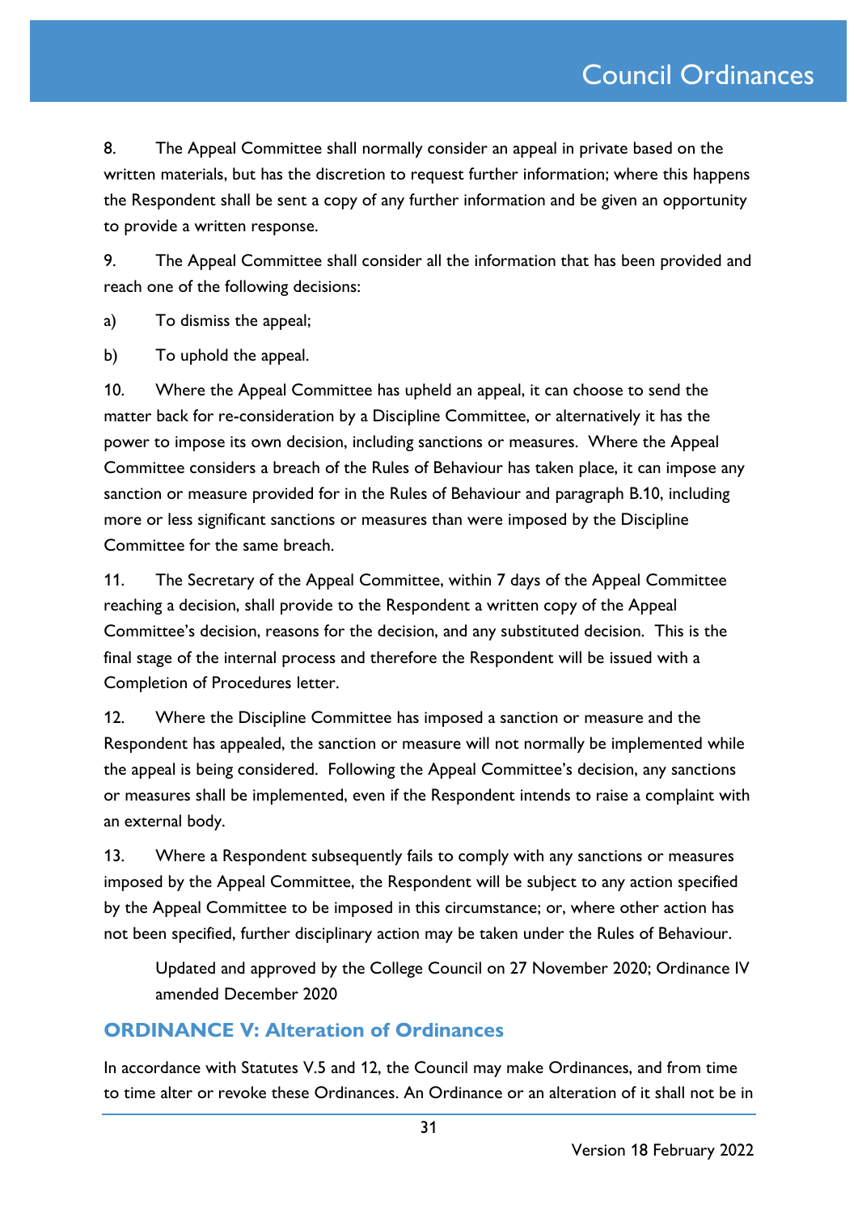8. The Appeal Committee shall normally consider an appeal in private based on the written materials, but has the discretion to request further information; where this happens the Respondent shall be sent a copy of any further information and be given an opportunity to provide a written response.

9. The Appeal Committee shall consider all the information that has been provided and reach one of the following decisions:

a) To dismiss the appeal;

b) To uphold the appeal.

10. Where the Appeal Committee has upheld an appeal, it can choose to send the matter back for re-consideration by a Discipline Committee, or alternatively it has the power to impose its own decision, including sanctions or measures. Where the Appeal Committee considers a breach of the Rules of Behaviour has taken place, it can impose any sanction or measure provided for in the Rules of Behaviour and paragraph B.10, including more or less significant sanctions or measures than were imposed by the Discipline Committee for the same breach.

11. The Secretary of the Appeal Committee, within 7 days of the Appeal Committee reaching a decision, shall provide to the Respondent a written copy of the Appeal Committee's decision, reasons for the decision, and any substituted decision. This is the final stage of the internal process and therefore the Respondent will be issued with a Completion of Procedures letter.

12. Where the Discipline Committee has imposed a sanction or measure and the Respondent has appealed, the sanction or measure will not normally be implemented while the appeal is being considered. Following the Appeal Committee's decision, any sanctions or measures shall be implemented, even if the Respondent intends to raise a complaint with an external body.

13. Where a Respondent subsequently fails to comply with any sanctions or measures imposed by the Appeal Committee, the Respondent will be subject to any action specified by the Appeal Committee to be imposed in this circumstance; or, where other action has not been specified, further disciplinary action may be taken under the Rules of Behaviour.

Updated and approved by the College Council on 27 November 2020; Ordinance IV amended December 2020

## ORDINANCE V: Alteration of Ordinances

In accordance with Statutes V.5 and 12, the Council may make Ordinances, and from time to time alter or revoke these Ordinances. An Ordinance or an alteration of it shall not be in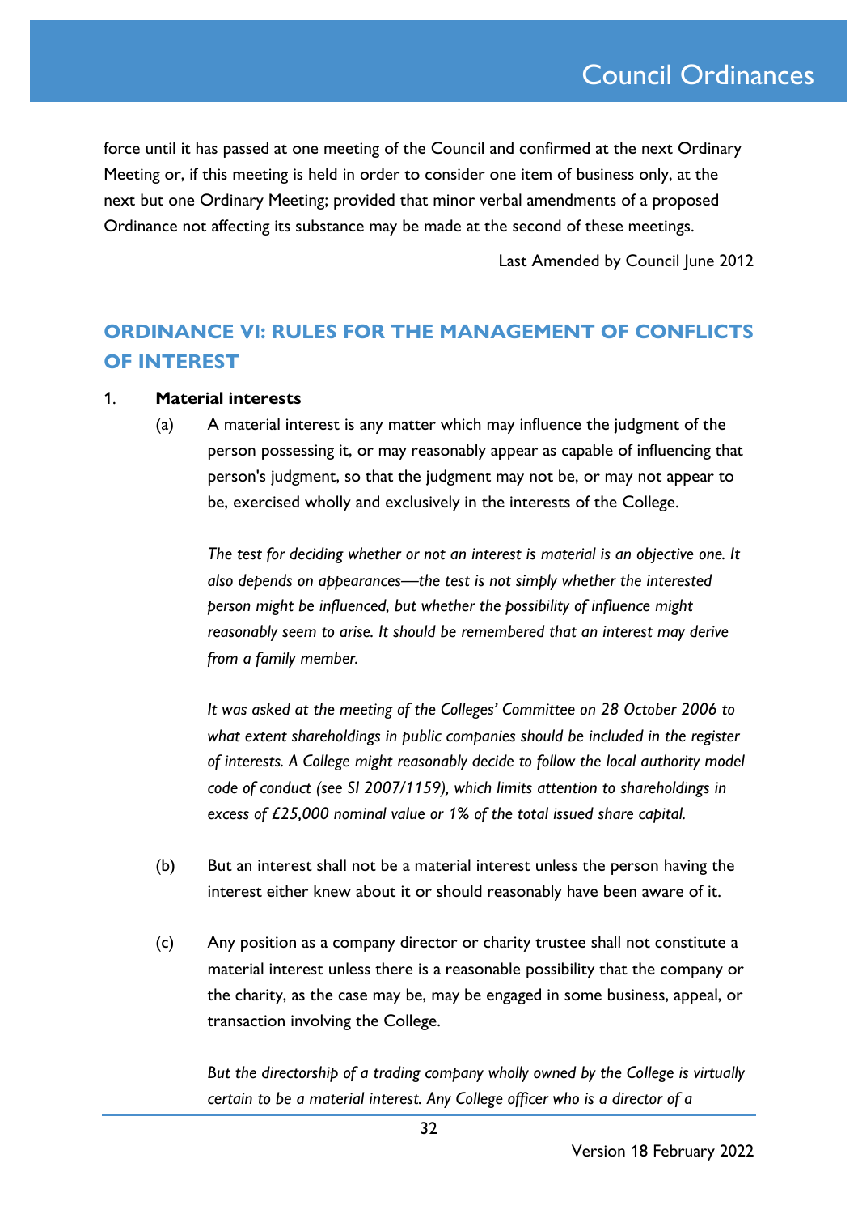force until it has passed at one meeting of the Council and confirmed at the next Ordinary Meeting or, if this meeting is held in order to consider one item of business only, at the next but one Ordinary Meeting; provided that minor verbal amendments of a proposed Ordinance not affecting its substance may be made at the second of these meetings.

Last Amended by Council June 2012

## ORDINANCE VI: RULES FOR THE MANAGEMENT OF CONFLICTS OF INTEREST

1. **Material interests**

   (a) A material interest is any matter which may influence the judgment of the person possessing it, or may reasonably appear as capable of influencing that person's judgment, so that the judgment may not be, or may not appear to be, exercised wholly and exclusively in the interests of the College.

   *The test for deciding whether or not an interest is material is an objective one. It also depends on appearances—the test is not simply whether the interested person might be influenced, but whether the possibility of influence might reasonably seem to arise. It should be remembered that an interest may derive from a family member.*

   *It was asked at the meeting of the Colleges' Committee on 28 October 2006 to what extent shareholdings in public companies should be included in the register of interests. A College might reasonably decide to follow the local authority model code of conduct (see SI 2007/1159), which limits attention to shareholdings in excess of £25,000 nominal value or 1% of the total issued share capital.*

   (b) But an interest shall not be a material interest unless the person having the interest either knew about it or should reasonably have been aware of it.

   (c) Any position as a company director or charity trustee shall not constitute a material interest unless there is a reasonable possibility that the company or the charity, as the case may be, may be engaged in some business, appeal, or transaction involving the College.

   *But the directorship of a trading company wholly owned by the College is virtually certain to be a material interest. Any College officer who is a director of a*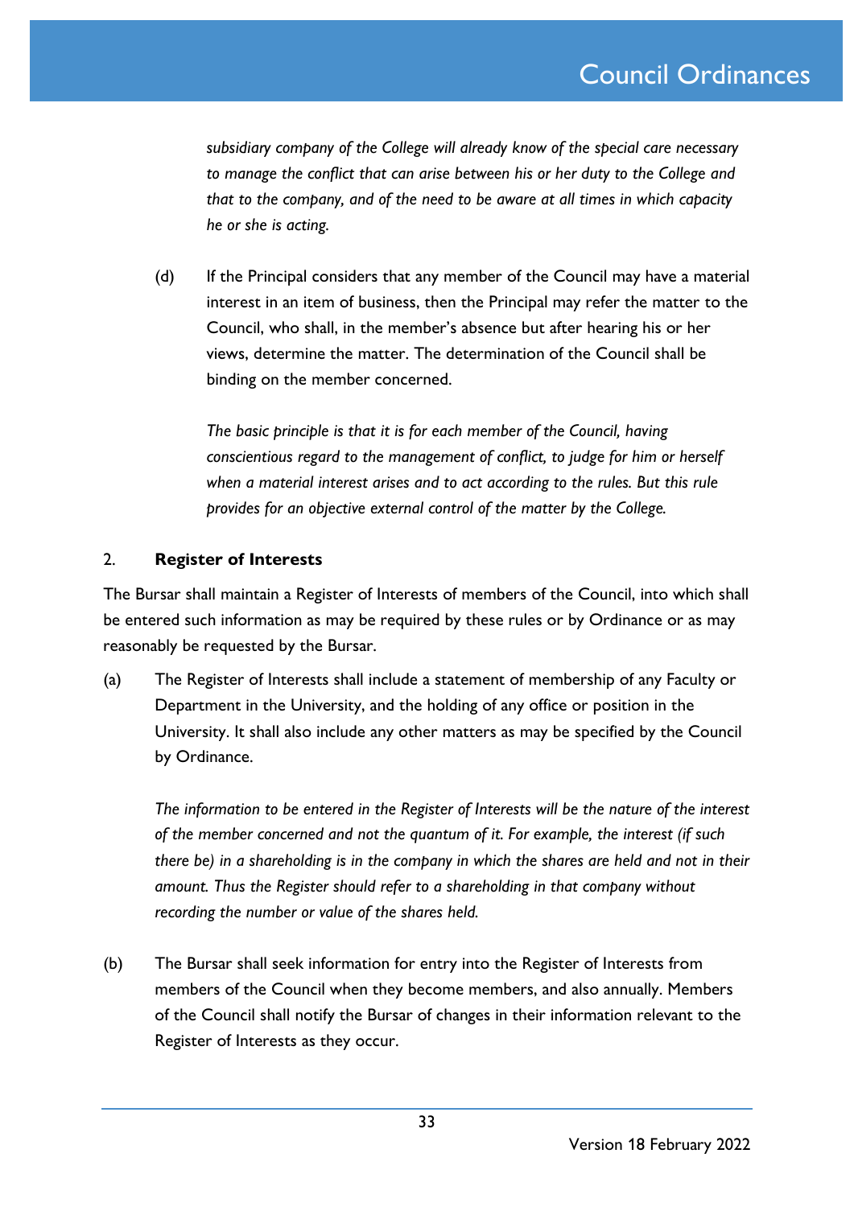*subsidiary company of the College will already know of the special care necessary to manage the conflict that can arise between his or her duty to the College and that to the company, and of the need to be aware at all times in which capacity he or she is acting.*

(d) If the Principal considers that any member of the Council may have a material interest in an item of business, then the Principal may refer the matter to the Council, who shall, in the member's absence but after hearing his or her views, determine the matter. The determination of the Council shall be binding on the member concerned.

*The basic principle is that it is for each member of the Council, having conscientious regard to the management of conflict, to judge for him or herself when a material interest arises and to act according to the rules. But this rule provides for an objective external control of the matter by the College.*

## 2. **Register of Interests**

The Bursar shall maintain a Register of Interests of members of the Council, into which shall be entered such information as may be required by these rules or by Ordinance or as may reasonably be requested by the Bursar.

(a) The Register of Interests shall include a statement of membership of any Faculty or Department in the University, and the holding of any office or position in the University. It shall also include any other matters as may be specified by the Council by Ordinance.

*The information to be entered in the Register of Interests will be the nature of the interest of the member concerned and not the quantum of it. For example, the interest (if such there be) in a shareholding is in the company in which the shares are held and not in their amount. Thus the Register should refer to a shareholding in that company without recording the number or value of the shares held.*

(b) The Bursar shall seek information for entry into the Register of Interests from members of the Council when they become members, and also annually. Members of the Council shall notify the Bursar of changes in their information relevant to the Register of Interests as they occur.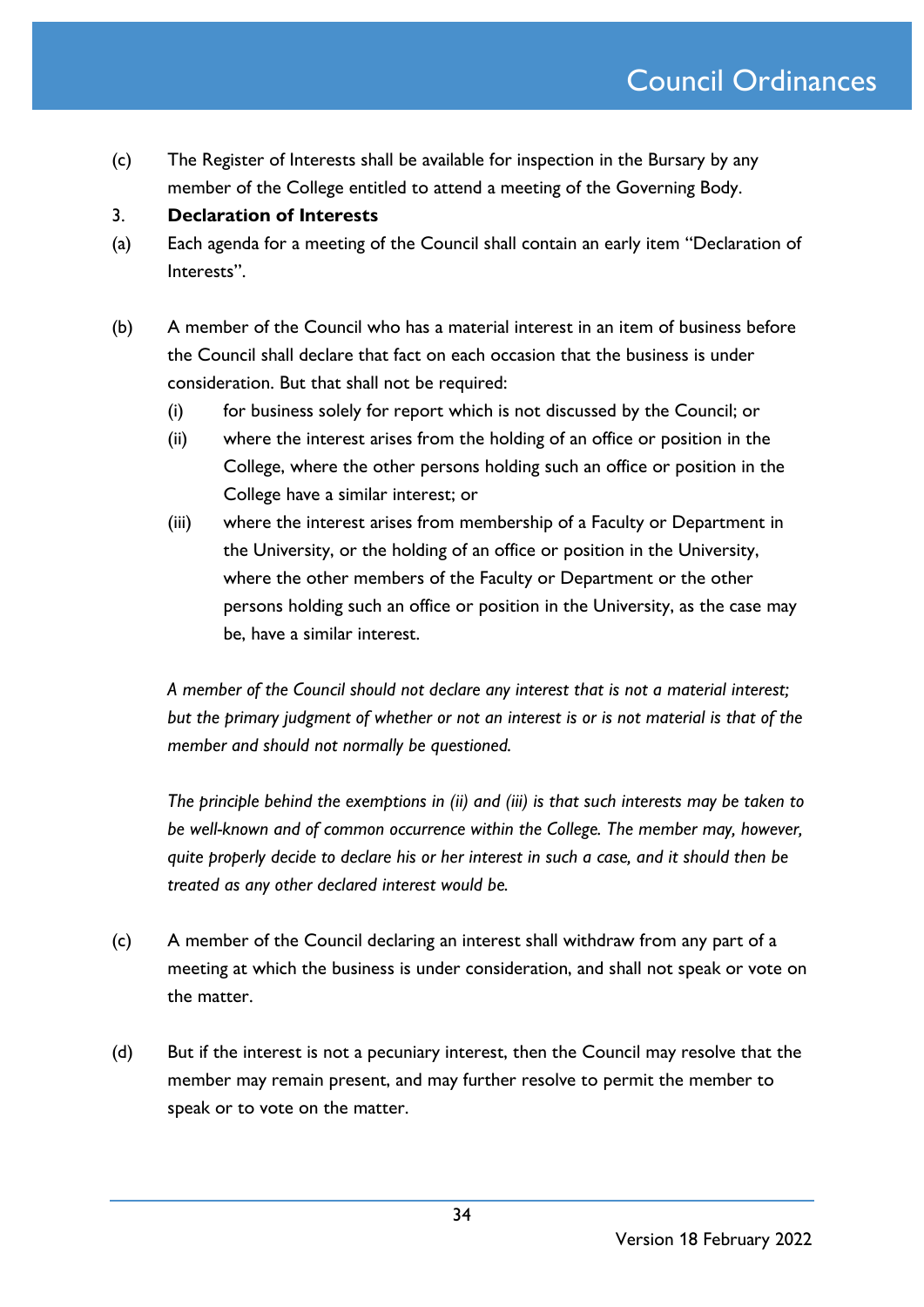(c) The Register of Interests shall be available for inspection in the Bursary by any member of the College entitled to attend a meeting of the Governing Body.

### 3. Declaration of Interests

(a) Each agenda for a meeting of the Council shall contain an early item "Declaration of Interests".

(b) A member of the Council who has a material interest in an item of business before the Council shall declare that fact on each occasion that the business is under consideration. But that shall not be required:

- (i) for business solely for report which is not discussed by the Council; or
- (ii) where the interest arises from the holding of an office or position in the College, where the other persons holding such an office or position in the College have a similar interest; or
- (iii) where the interest arises from membership of a Faculty or Department in the University, or the holding of an office or position in the University, where the other members of the Faculty or Department or the other persons holding such an office or position in the University, as the case may be, have a similar interest.

*A member of the Council should not declare any interest that is not a material interest; but the primary judgment of whether or not an interest is or is not material is that of the member and should not normally be questioned.*

*The principle behind the exemptions in (ii) and (iii) is that such interests may be taken to be well-known and of common occurrence within the College. The member may, however, quite properly decide to declare his or her interest in such a case, and it should then be treated as any other declared interest would be.*

(c) A member of the Council declaring an interest shall withdraw from any part of a meeting at which the business is under consideration, and shall not speak or vote on the matter.

(d) But if the interest is not a pecuniary interest, then the Council may resolve that the member may remain present, and may further resolve to permit the member to speak or to vote on the matter.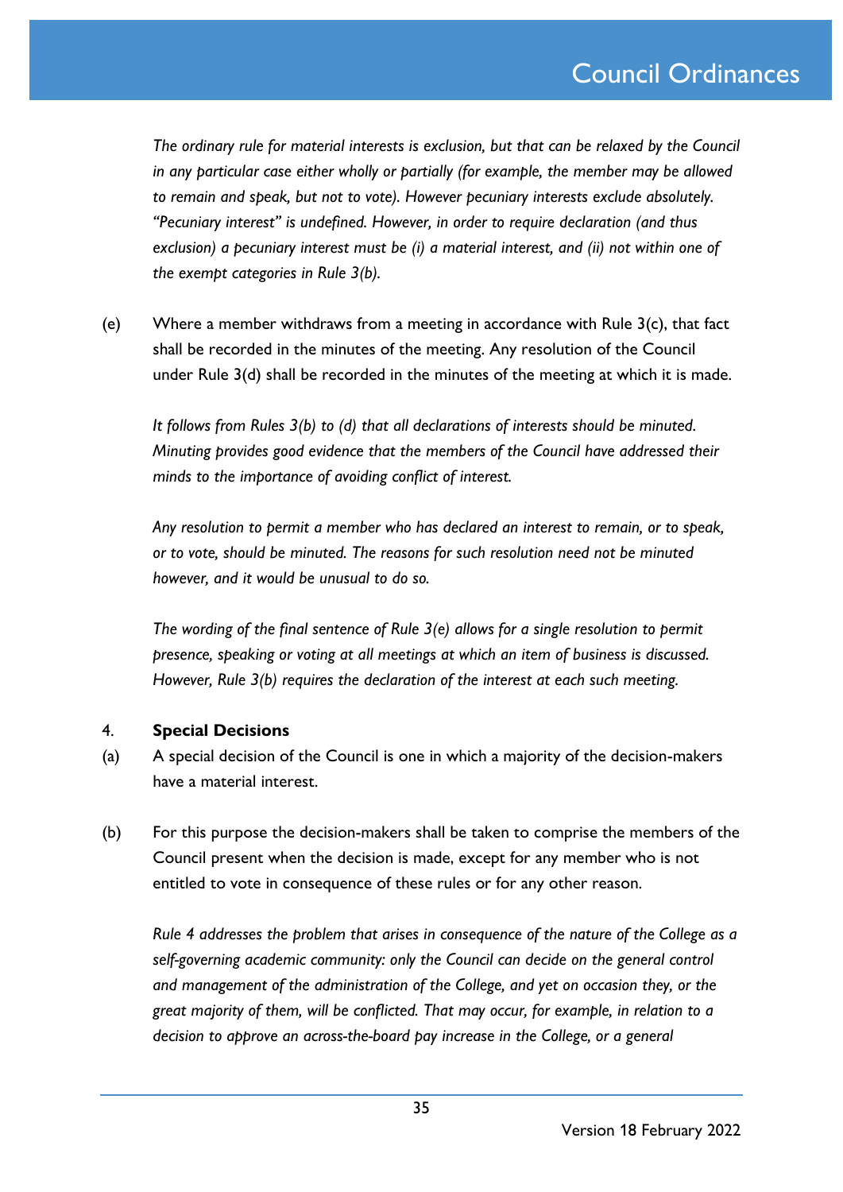*The ordinary rule for material interests is exclusion, but that can be relaxed by the Council in any particular case either wholly or partially (for example, the member may be allowed to remain and speak, but not to vote). However pecuniary interests exclude absolutely. "Pecuniary interest" is undefined. However, in order to require declaration (and thus exclusion) a pecuniary interest must be (i) a material interest, and (ii) not within one of the exempt categories in Rule 3(b).*

(e) Where a member withdraws from a meeting in accordance with Rule 3(c), that fact shall be recorded in the minutes of the meeting. Any resolution of the Council under Rule 3(d) shall be recorded in the minutes of the meeting at which it is made.

*It follows from Rules 3(b) to (d) that all declarations of interests should be minuted. Minuting provides good evidence that the members of the Council have addressed their minds to the importance of avoiding conflict of interest.*

*Any resolution to permit a member who has declared an interest to remain, or to speak, or to vote, should be minuted. The reasons for such resolution need not be minuted however, and it would be unusual to do so.*

*The wording of the final sentence of Rule 3(e) allows for a single resolution to permit presence, speaking or voting at all meetings at which an item of business is discussed. However, Rule 3(b) requires the declaration of the interest at each such meeting.*

4. **Special Decisions**

(a) A special decision of the Council is one in which a majority of the decision-makers have a material interest.

(b) For this purpose the decision-makers shall be taken to comprise the members of the Council present when the decision is made, except for any member who is not entitled to vote in consequence of these rules or for any other reason.

*Rule 4 addresses the problem that arises in consequence of the nature of the College as a self-governing academic community: only the Council can decide on the general control and management of the administration of the College, and yet on occasion they, or the great majority of them, will be conflicted. That may occur, for example, in relation to a decision to approve an across-the-board pay increase in the College, or a general*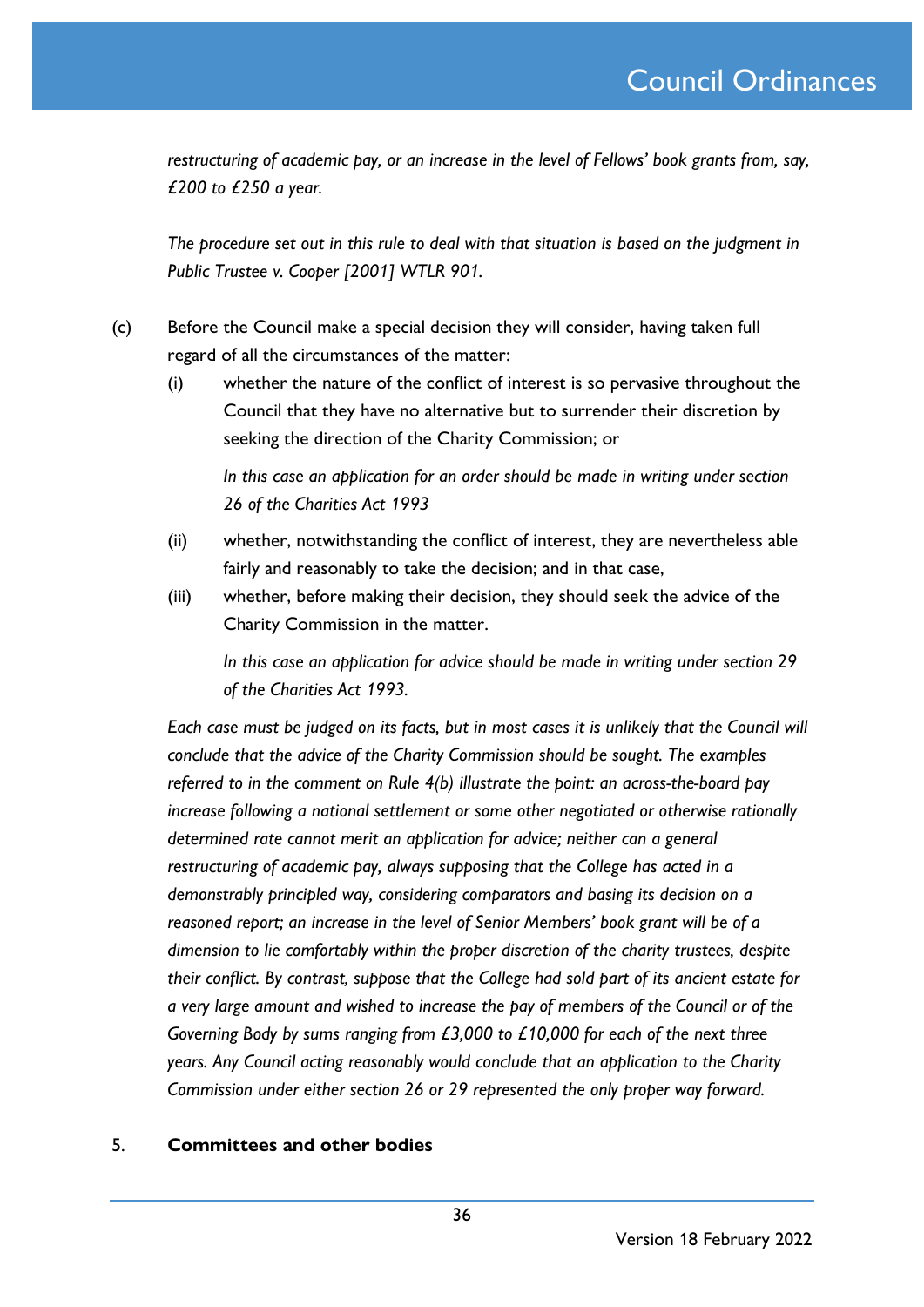*restructuring of academic pay, or an increase in the level of Fellows' book grants from, say, £200 to £250 a year.*

*The procedure set out in this rule to deal with that situation is based on the judgment in Public Trustee v. Cooper [2001] WTLR 901.*

(c) Before the Council make a special decision they will consider, having taken full regard of all the circumstances of the matter:

  (i) whether the nature of the conflict of interest is so pervasive throughout the Council that they have no alternative but to surrender their discretion by seeking the direction of the Charity Commission; or

  *In this case an application for an order should be made in writing under section 26 of the Charities Act 1993*

  (ii) whether, notwithstanding the conflict of interest, they are nevertheless able fairly and reasonably to take the decision; and in that case,

  (iii) whether, before making their decision, they should seek the advice of the Charity Commission in the matter.

  *In this case an application for advice should be made in writing under section 29 of the Charities Act 1993.*

*Each case must be judged on its facts, but in most cases it is unlikely that the Council will conclude that the advice of the Charity Commission should be sought. The examples referred to in the comment on Rule 4(b) illustrate the point: an across-the-board pay increase following a national settlement or some other negotiated or otherwise rationally determined rate cannot merit an application for advice; neither can a general restructuring of academic pay, always supposing that the College has acted in a demonstrably principled way, considering comparators and basing its decision on a reasoned report; an increase in the level of Senior Members' book grant will be of a dimension to lie comfortably within the proper discretion of the charity trustees, despite their conflict. By contrast, suppose that the College had sold part of its ancient estate for a very large amount and wished to increase the pay of members of the Council or of the Governing Body by sums ranging from £3,000 to £10,000 for each of the next three years. Any Council acting reasonably would conclude that an application to the Charity Commission under either section 26 or 29 represented the only proper way forward.*

5. **Committees and other bodies**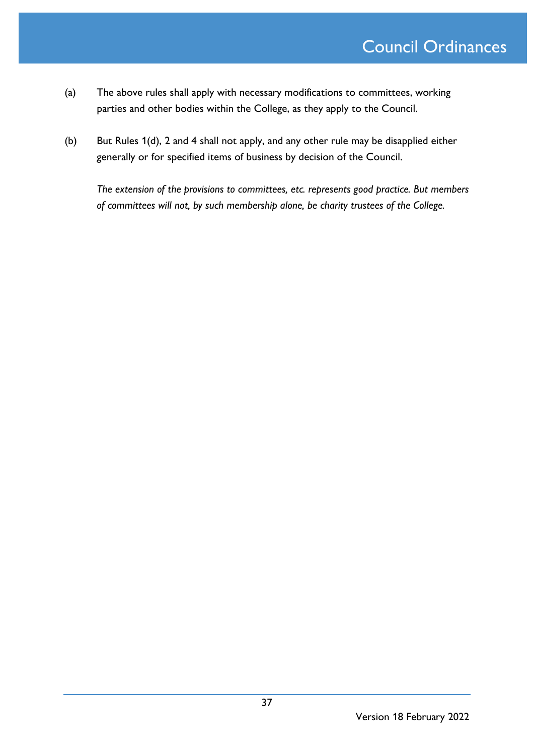(a) The above rules shall apply with necessary modifications to committees, working parties and other bodies within the College, as they apply to the Council.

(b) But Rules 1(d), 2 and 4 shall not apply, and any other rule may be disapplied either generally or for specified items of business by decision of the Council.

*The extension of the provisions to committees, etc. represents good practice. But members of committees will not, by such membership alone, be charity trustees of the College.*